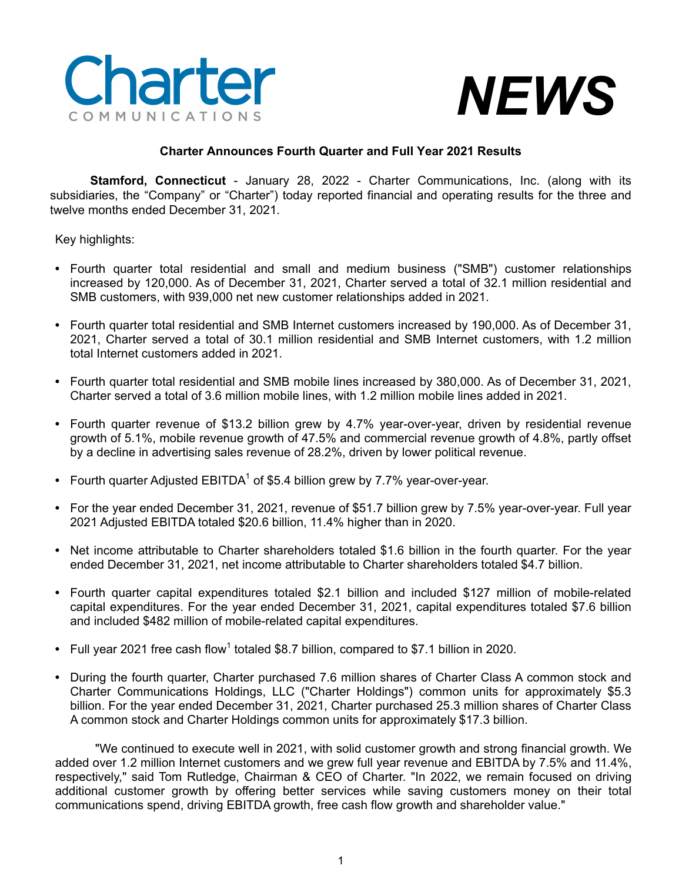Charter COMMUNICATIONS

***NEWS***

**Charter Announces Fourth Quarter and Full Year 2021 Results**

**Stamford, Connecticut** - January 28, 2022 - Charter Communications, Inc. (along with its subsidiaries, the "Company" or "Charter") today reported financial and operating results for the three and twelve months ended December 31, 2021.

Key highlights:

- Fourth quarter total residential and small and medium business ("SMB") customer relationships increased by 120,000. As of December 31, 2021, Charter served a total of 32.1 million residential and SMB customers, with 939,000 net new customer relationships added in 2021.
- Fourth quarter total residential and SMB Internet customers increased by 190,000. As of December 31, 2021, Charter served a total of 30.1 million residential and SMB Internet customers, with 1.2 million total Internet customers added in 2021.
- Fourth quarter total residential and SMB mobile lines increased by 380,000. As of December 31, 2021, Charter served a total of 3.6 million mobile lines, with 1.2 million mobile lines added in 2021.
- Fourth quarter revenue of $13.2 billion grew by 4.7% year-over-year, driven by residential revenue growth of 5.1%, mobile revenue growth of 47.5% and commercial revenue growth of 4.8%, partly offset by a decline in advertising sales revenue of 28.2%, driven by lower political revenue.
- Fourth quarter Adjusted EBITDA[1] of $5.4 billion grew by 7.7% year-over-year.
- For the year ended December 31, 2021, revenue of $51.7 billion grew by 7.5% year-over-year. Full year 2021 Adjusted EBITDA totaled $20.6 billion, 11.4% higher than in 2020.
- Net income attributable to Charter shareholders totaled $1.6 billion in the fourth quarter. For the year ended December 31, 2021, net income attributable to Charter shareholders totaled $4.7 billion.
- Fourth quarter capital expenditures totaled $2.1 billion and included $127 million of mobile-related capital expenditures. For the year ended December 31, 2021, capital expenditures totaled $7.6 billion and included $482 million of mobile-related capital expenditures.
- Full year 2021 free cash flow[1] totaled $8.7 billion, compared to $7.1 billion in 2020.
- During the fourth quarter, Charter purchased 7.6 million shares of Charter Class A common stock and Charter Communications Holdings, LLC ("Charter Holdings") common units for approximately $5.3 billion. For the year ended December 31, 2021, Charter purchased 25.3 million shares of Charter Class A common stock and Charter Holdings common units for approximately $17.3 billion.

"We continued to execute well in 2021, with solid customer growth and strong financial growth. We added over 1.2 million Internet customers and we grew full year revenue and EBITDA by 7.5% and 11.4%, respectively," said Tom Rutledge, Chairman & CEO of Charter. "In 2022, we remain focused on driving additional customer growth by offering better services while saving customers money on their total communications spend, driving EBITDA growth, free cash flow growth and shareholder value."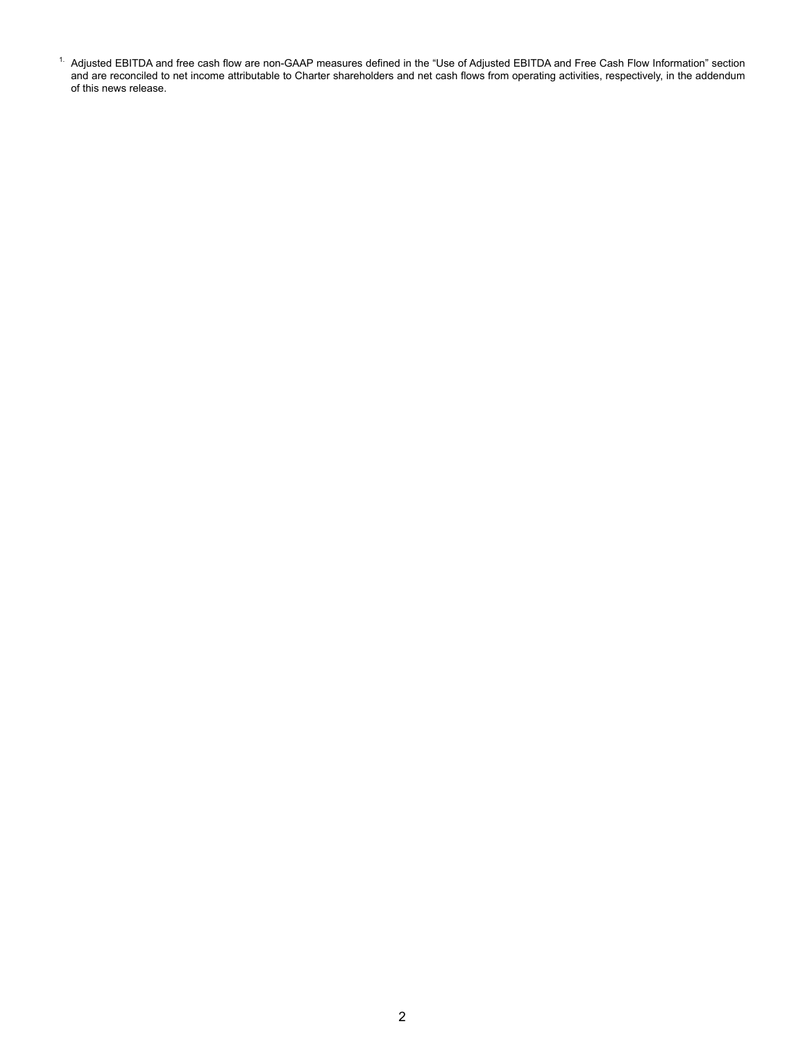[1] Adjusted EBITDA and free cash flow are non-GAAP measures defined in the "Use of Adjusted EBITDA and Free Cash Flow Information" section and are reconciled to net income attributable to Charter shareholders and net cash flows from operating activities, respectively, in the addendum of this news release.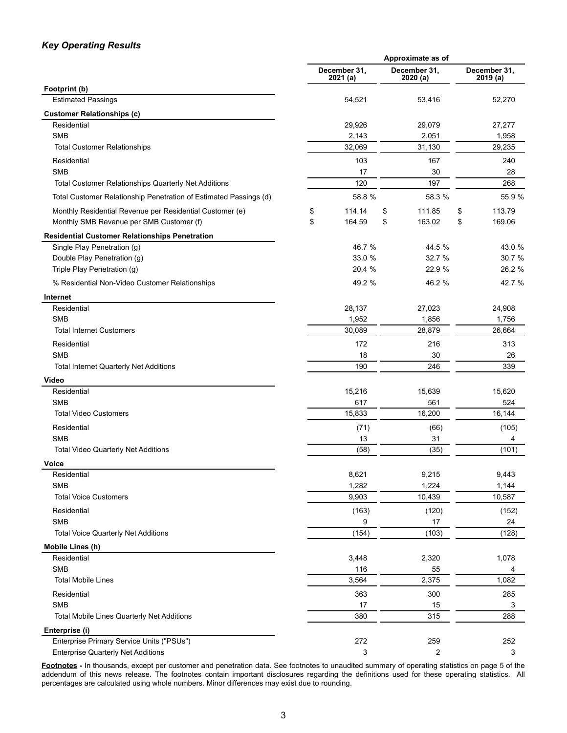### *Key Operating Results*

| | Approximate as of | | |
|---|---|---|---|
| | December 31, 2021 (a) | December 31, 2020 (a) | December 31, 2019 (a) |
| **Footprint (b)** | | | |
| Estimated Passings | 54,521 | 53,416 | 52,270 |
| **Customer Relationships (c)** | | | |
| Residential | 29,926 | 29,079 | 27,277 |
| SMB | 2,143 | 2,051 | 1,958 |
| Total Customer Relationships | 32,069 | 31,130 | 29,235 |
| Residential | 103 | 167 | 240 |
| SMB | 17 | 30 | 28 |
| Total Customer Relationships Quarterly Net Additions | 120 | 197 | 268 |
| Total Customer Relationship Penetration of Estimated Passings (d) | 58.8 % | 58.3 % | 55.9 % |
| Monthly Residential Revenue per Residential Customer (e) | $ 114.14 | $ 111.85 | $ 113.79 |
| Monthly SMB Revenue per SMB Customer (f) | $ 164.59 | $ 163.02 | $ 169.06 |
| **Residential Customer Relationships Penetration** | | | |
| Single Play Penetration (g) | 46.7 % | 44.5 % | 43.0 % |
| Double Play Penetration (g) | 33.0 % | 32.7 % | 30.7 % |
| Triple Play Penetration (g) | 20.4 % | 22.9 % | 26.2 % |
| % Residential Non-Video Customer Relationships | 49.2 % | 46.2 % | 42.7 % |
| **Internet** | | | |
| Residential | 28,137 | 27,023 | 24,908 |
| SMB | 1,952 | 1,856 | 1,756 |
| Total Internet Customers | 30,089 | 28,879 | 26,664 |
| Residential | 172 | 216 | 313 |
| SMB | 18 | 30 | 26 |
| Total Internet Quarterly Net Additions | 190 | 246 | 339 |
| **Video** | | | |
| Residential | 15,216 | 15,639 | 15,620 |
| SMB | 617 | 561 | 524 |
| Total Video Customers | 15,833 | 16,200 | 16,144 |
| Residential | (71) | (66) | (105) |
| SMB | 13 | 31 | 4 |
| Total Video Quarterly Net Additions | (58) | (35) | (101) |
| **Voice** | | | |
| Residential | 8,621 | 9,215 | 9,443 |
| SMB | 1,282 | 1,224 | 1,144 |
| Total Voice Customers | 9,903 | 10,439 | 10,587 |
| Residential | (163) | (120) | (152) |
| SMB | 9 | 17 | 24 |
| Total Voice Quarterly Net Additions | (154) | (103) | (128) |
| **Mobile Lines (h)** | | | |
| Residential | 3,448 | 2,320 | 1,078 |
| SMB | 116 | 55 | 4 |
| Total Mobile Lines | 3,564 | 2,375 | 1,082 |
| Residential | 363 | 300 | 285 |
| SMB | 17 | 15 | 3 |
| Total Mobile Lines Quarterly Net Additions | 380 | 315 | 288 |
| **Enterprise (i)** | | | |
| Enterprise Primary Service Units ("PSUs") | 272 | 259 | 252 |
| Enterprise Quarterly Net Additions | 3 | 2 | 3 |

**Footnotes -** In thousands, except per customer and penetration data. See footnotes to unaudited summary of operating statistics on page 5 of the addendum of this news release. The footnotes contain important disclosures regarding the definitions used for these operating statistics. All percentages are calculated using whole numbers. Minor differences may exist due to rounding.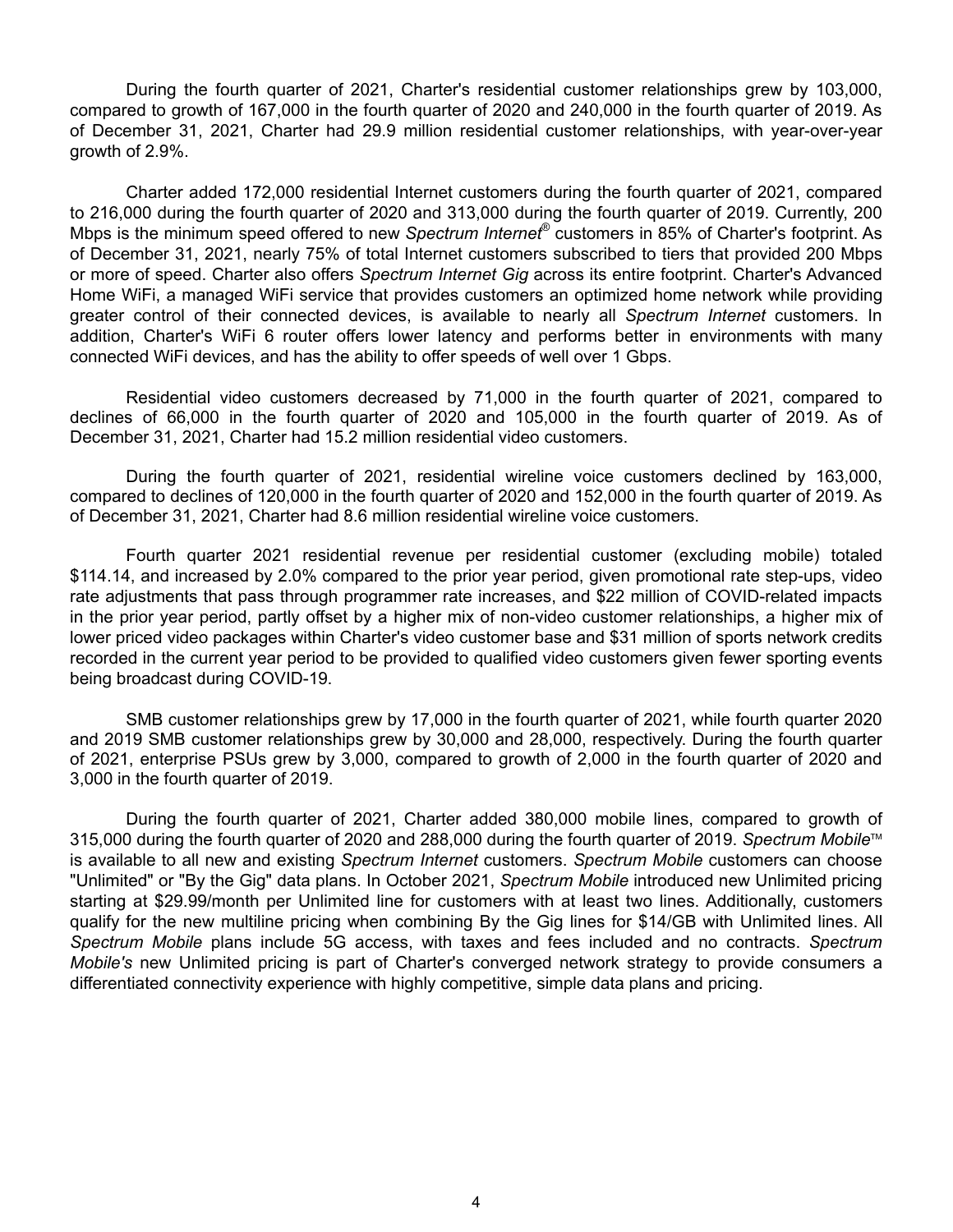During the fourth quarter of 2021, Charter's residential customer relationships grew by 103,000, compared to growth of 167,000 in the fourth quarter of 2020 and 240,000 in the fourth quarter of 2019. As of December 31, 2021, Charter had 29.9 million residential customer relationships, with year-over-year growth of 2.9%.

Charter added 172,000 residential Internet customers during the fourth quarter of 2021, compared to 216,000 during the fourth quarter of 2020 and 313,000 during the fourth quarter of 2019. Currently, 200 Mbps is the minimum speed offered to new *Spectrum Internet®* customers in 85% of Charter's footprint. As of December 31, 2021, nearly 75% of total Internet customers subscribed to tiers that provided 200 Mbps or more of speed. Charter also offers *Spectrum Internet Gig* across its entire footprint. Charter's Advanced Home WiFi, a managed WiFi service that provides customers an optimized home network while providing greater control of their connected devices, is available to nearly all *Spectrum Internet* customers. In addition, Charter's WiFi 6 router offers lower latency and performs better in environments with many connected WiFi devices, and has the ability to offer speeds of well over 1 Gbps.

Residential video customers decreased by 71,000 in the fourth quarter of 2021, compared to declines of 66,000 in the fourth quarter of 2020 and 105,000 in the fourth quarter of 2019. As of December 31, 2021, Charter had 15.2 million residential video customers.

During the fourth quarter of 2021, residential wireline voice customers declined by 163,000, compared to declines of 120,000 in the fourth quarter of 2020 and 152,000 in the fourth quarter of 2019. As of December 31, 2021, Charter had 8.6 million residential wireline voice customers.

Fourth quarter 2021 residential revenue per residential customer (excluding mobile) totaled $114.14, and increased by 2.0% compared to the prior year period, given promotional rate step-ups, video rate adjustments that pass through programmer rate increases, and $22 million of COVID-related impacts in the prior year period, partly offset by a higher mix of non-video customer relationships, a higher mix of lower priced video packages within Charter's video customer base and $31 million of sports network credits recorded in the current year period to be provided to qualified video customers given fewer sporting events being broadcast during COVID-19.

SMB customer relationships grew by 17,000 in the fourth quarter of 2021, while fourth quarter 2020 and 2019 SMB customer relationships grew by 30,000 and 28,000, respectively. During the fourth quarter of 2021, enterprise PSUs grew by 3,000, compared to growth of 2,000 in the fourth quarter of 2020 and 3,000 in the fourth quarter of 2019.

During the fourth quarter of 2021, Charter added 380,000 mobile lines, compared to growth of 315,000 during the fourth quarter of 2020 and 288,000 during the fourth quarter of 2019. *Spectrum Mobile™* is available to all new and existing *Spectrum Internet* customers. *Spectrum Mobile* customers can choose "Unlimited" or "By the Gig" data plans. In October 2021, *Spectrum Mobile* introduced new Unlimited pricing starting at $29.99/month per Unlimited line for customers with at least two lines. Additionally, customers qualify for the new multiline pricing when combining By the Gig lines for $14/GB with Unlimited lines. All *Spectrum Mobile* plans include 5G access, with taxes and fees included and no contracts. *Spectrum Mobile's* new Unlimited pricing is part of Charter's converged network strategy to provide consumers a differentiated connectivity experience with highly competitive, simple data plans and pricing.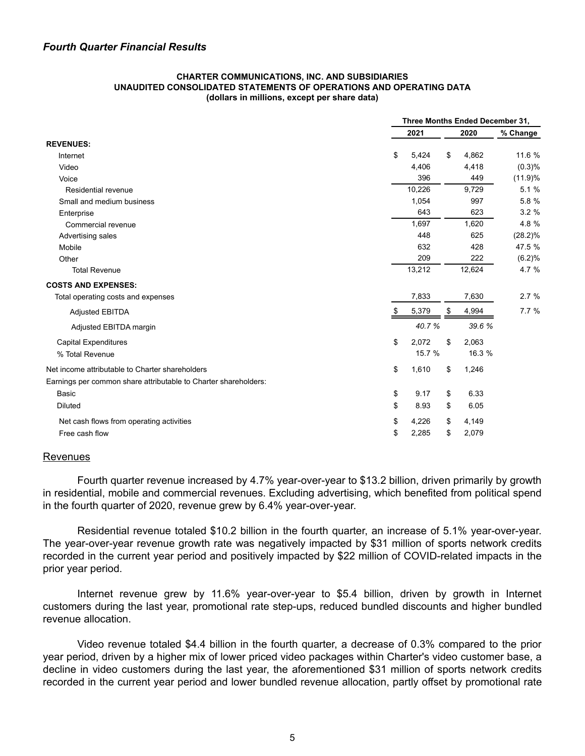## *Fourth Quarter Financial Results*

**CHARTER COMMUNICATIONS, INC. AND SUBSIDIARIES**
**UNAUDITED CONSOLIDATED STATEMENTS OF OPERATIONS AND OPERATING DATA**
**(dollars in millions, except per share data)**

| | Three Months Ended December 31, | | |
|---|---|---|---|
| | 2021 | 2020 | % Change |
| **REVENUES:** | | | |
| Internet | $ 5,424 | $ 4,862 | 11.6 % |
| Video | 4,406 | 4,418 | (0.3)% |
| Voice | 396 | 449 | (11.9)% |
| Residential revenue | 10,226 | 9,729 | 5.1 % |
| Small and medium business | 1,054 | 997 | 5.8 % |
| Enterprise | 643 | 623 | 3.2 % |
| Commercial revenue | 1,697 | 1,620 | 4.8 % |
| Advertising sales | 448 | 625 | (28.2)% |
| Mobile | 632 | 428 | 47.5 % |
| Other | 209 | 222 | (6.2)% |
| Total Revenue | 13,212 | 12,624 | 4.7 % |
| **COSTS AND EXPENSES:** | | | |
| Total operating costs and expenses | 7,833 | 7,630 | 2.7 % |
| Adjusted EBITDA | $ 5,379 | $ 4,994 | 7.7 % |
| Adjusted EBITDA margin | *40.7 %* | *39.6 %* | |
| Capital Expenditures | $ 2,072 | $ 2,063 | |
| % Total Revenue | 15.7 % | 16.3 % | |
| Net income attributable to Charter shareholders | $ 1,610 | $ 1,246 | |
| Earnings per common share attributable to Charter shareholders: | | | |
| Basic | $ 9.17 | $ 6.33 | |
| Diluted | $ 8.93 | $ 6.05 | |
| Net cash flows from operating activities | $ 4,226 | $ 4,149 | |
| Free cash flow | $ 2,285 | $ 2,079 | |

### Revenues

Fourth quarter revenue increased by 4.7% year-over-year to $13.2 billion, driven primarily by growth in residential, mobile and commercial revenues. Excluding advertising, which benefited from political spend in the fourth quarter of 2020, revenue grew by 6.4% year-over-year.

Residential revenue totaled $10.2 billion in the fourth quarter, an increase of 5.1% year-over-year. The year-over-year revenue growth rate was negatively impacted by $31 million of sports network credits recorded in the current year period and positively impacted by $22 million of COVID-related impacts in the prior year period.

Internet revenue grew by 11.6% year-over-year to $5.4 billion, driven by growth in Internet customers during the last year, promotional rate step-ups, reduced bundled discounts and higher bundled revenue allocation.

Video revenue totaled $4.4 billion in the fourth quarter, a decrease of 0.3% compared to the prior year period, driven by a higher mix of lower priced video packages within Charter's video customer base, a decline in video customers during the last year, the aforementioned $31 million of sports network credits recorded in the current year period and lower bundled revenue allocation, partly offset by promotional rate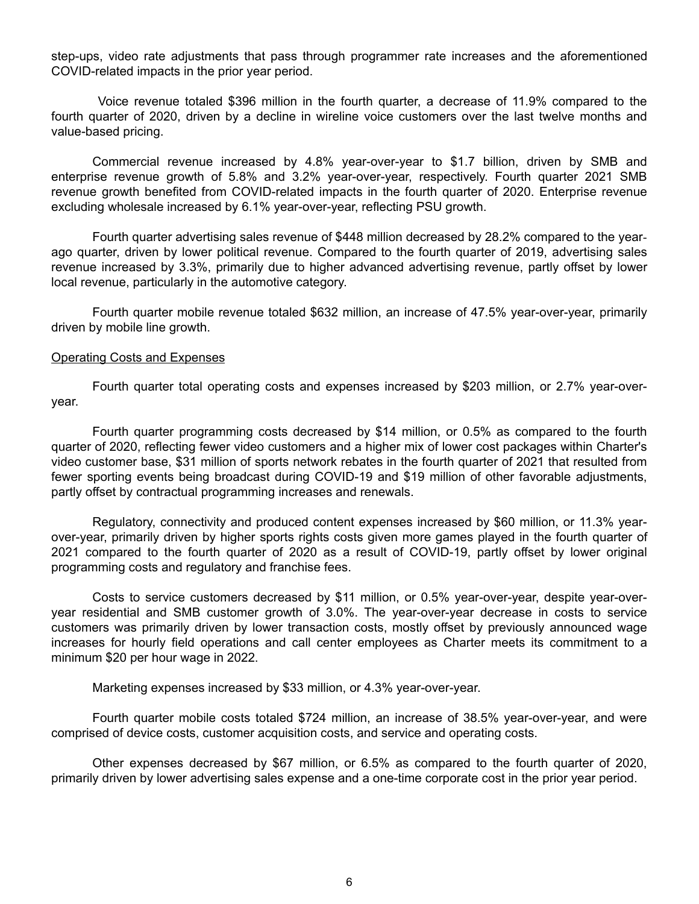step-ups, video rate adjustments that pass through programmer rate increases and the aforementioned COVID-related impacts in the prior year period.

Voice revenue totaled $396 million in the fourth quarter, a decrease of 11.9% compared to the fourth quarter of 2020, driven by a decline in wireline voice customers over the last twelve months and value-based pricing.

Commercial revenue increased by 4.8% year-over-year to $1.7 billion, driven by SMB and enterprise revenue growth of 5.8% and 3.2% year-over-year, respectively. Fourth quarter 2021 SMB revenue growth benefited from COVID-related impacts in the fourth quarter of 2020. Enterprise revenue excluding wholesale increased by 6.1% year-over-year, reflecting PSU growth.

Fourth quarter advertising sales revenue of $448 million decreased by 28.2% compared to the year-ago quarter, driven by lower political revenue. Compared to the fourth quarter of 2019, advertising sales revenue increased by 3.3%, primarily due to higher advanced advertising revenue, partly offset by lower local revenue, particularly in the automotive category.

Fourth quarter mobile revenue totaled $632 million, an increase of 47.5% year-over-year, primarily driven by mobile line growth.

## Operating Costs and Expenses

Fourth quarter total operating costs and expenses increased by $203 million, or 2.7% year-over-year.

Fourth quarter programming costs decreased by $14 million, or 0.5% as compared to the fourth quarter of 2020, reflecting fewer video customers and a higher mix of lower cost packages within Charter's video customer base, $31 million of sports network rebates in the fourth quarter of 2021 that resulted from fewer sporting events being broadcast during COVID-19 and $19 million of other favorable adjustments, partly offset by contractual programming increases and renewals.

Regulatory, connectivity and produced content expenses increased by $60 million, or 11.3% year-over-year, primarily driven by higher sports rights costs given more games played in the fourth quarter of 2021 compared to the fourth quarter of 2020 as a result of COVID-19, partly offset by lower original programming costs and regulatory and franchise fees.

Costs to service customers decreased by $11 million, or 0.5% year-over-year, despite year-over-year residential and SMB customer growth of 3.0%. The year-over-year decrease in costs to service customers was primarily driven by lower transaction costs, mostly offset by previously announced wage increases for hourly field operations and call center employees as Charter meets its commitment to a minimum $20 per hour wage in 2022.

Marketing expenses increased by $33 million, or 4.3% year-over-year.

Fourth quarter mobile costs totaled $724 million, an increase of 38.5% year-over-year, and were comprised of device costs, customer acquisition costs, and service and operating costs.

Other expenses decreased by $67 million, or 6.5% as compared to the fourth quarter of 2020, primarily driven by lower advertising sales expense and a one-time corporate cost in the prior year period.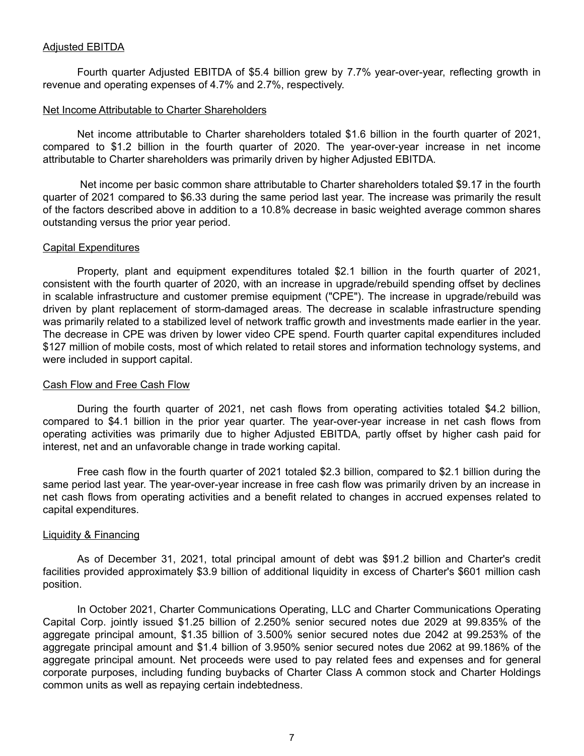## Adjusted EBITDA

Fourth quarter Adjusted EBITDA of $5.4 billion grew by 7.7% year-over-year, reflecting growth in revenue and operating expenses of 4.7% and 2.7%, respectively.

## Net Income Attributable to Charter Shareholders

Net income attributable to Charter shareholders totaled $1.6 billion in the fourth quarter of 2021, compared to $1.2 billion in the fourth quarter of 2020. The year-over-year increase in net income attributable to Charter shareholders was primarily driven by higher Adjusted EBITDA.

Net income per basic common share attributable to Charter shareholders totaled $9.17 in the fourth quarter of 2021 compared to $6.33 during the same period last year. The increase was primarily the result of the factors described above in addition to a 10.8% decrease in basic weighted average common shares outstanding versus the prior year period.

## Capital Expenditures

Property, plant and equipment expenditures totaled $2.1 billion in the fourth quarter of 2021, consistent with the fourth quarter of 2020, with an increase in upgrade/rebuild spending offset by declines in scalable infrastructure and customer premise equipment ("CPE"). The increase in upgrade/rebuild was driven by plant replacement of storm-damaged areas. The decrease in scalable infrastructure spending was primarily related to a stabilized level of network traffic growth and investments made earlier in the year. The decrease in CPE was driven by lower video CPE spend. Fourth quarter capital expenditures included $127 million of mobile costs, most of which related to retail stores and information technology systems, and were included in support capital.

## Cash Flow and Free Cash Flow

During the fourth quarter of 2021, net cash flows from operating activities totaled $4.2 billion, compared to $4.1 billion in the prior year quarter. The year-over-year increase in net cash flows from operating activities was primarily due to higher Adjusted EBITDA, partly offset by higher cash paid for interest, net and an unfavorable change in trade working capital.

Free cash flow in the fourth quarter of 2021 totaled $2.3 billion, compared to $2.1 billion during the same period last year. The year-over-year increase in free cash flow was primarily driven by an increase in net cash flows from operating activities and a benefit related to changes in accrued expenses related to capital expenditures.

## Liquidity & Financing

As of December 31, 2021, total principal amount of debt was $91.2 billion and Charter's credit facilities provided approximately $3.9 billion of additional liquidity in excess of Charter's $601 million cash position.

In October 2021, Charter Communications Operating, LLC and Charter Communications Operating Capital Corp. jointly issued $1.25 billion of 2.250% senior secured notes due 2029 at 99.835% of the aggregate principal amount, $1.35 billion of 3.500% senior secured notes due 2042 at 99.253% of the aggregate principal amount and $1.4 billion of 3.950% senior secured notes due 2062 at 99.186% of the aggregate principal amount. Net proceeds were used to pay related fees and expenses and for general corporate purposes, including funding buybacks of Charter Class A common stock and Charter Holdings common units as well as repaying certain indebtedness.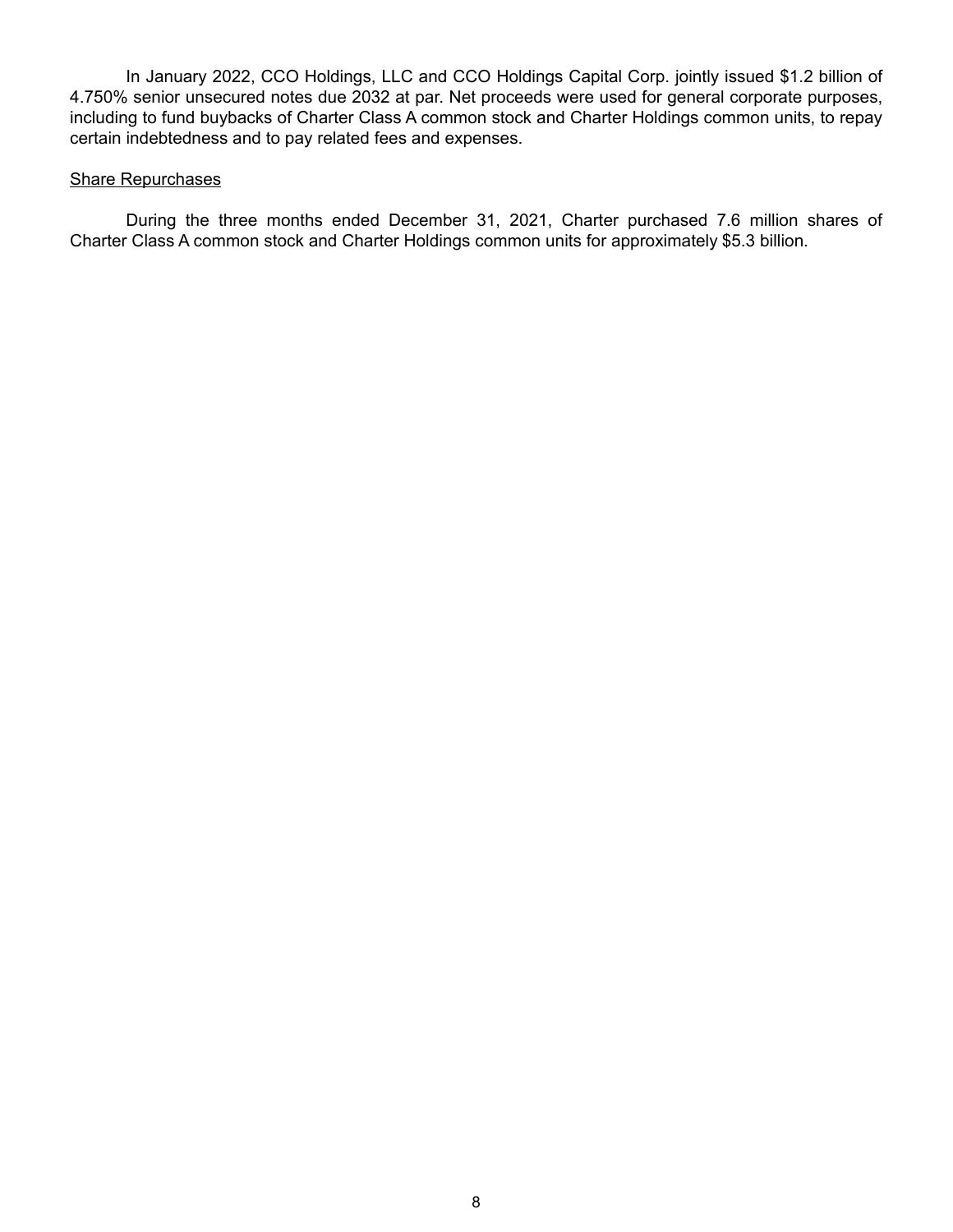In January 2022, CCO Holdings, LLC and CCO Holdings Capital Corp. jointly issued $1.2 billion of 4.750% senior unsecured notes due 2032 at par. Net proceeds were used for general corporate purposes, including to fund buybacks of Charter Class A common stock and Charter Holdings common units, to repay certain indebtedness and to pay related fees and expenses.

<u>Share Repurchases</u>

During the three months ended December 31, 2021, Charter purchased 7.6 million shares of Charter Class A common stock and Charter Holdings common units for approximately $5.3 billion.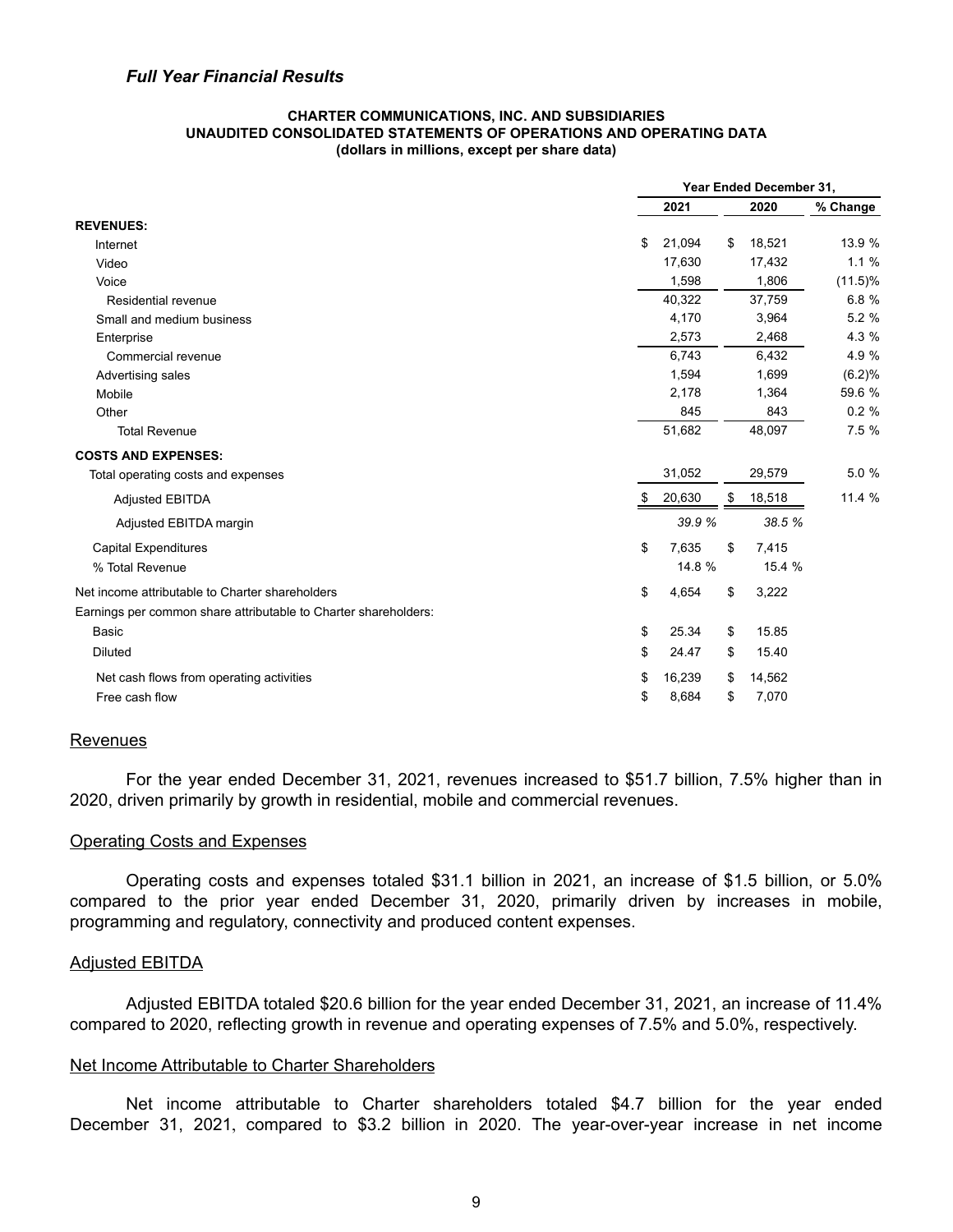### *Full Year Financial Results*

**CHARTER COMMUNICATIONS, INC. AND SUBSIDIARIES**
**UNAUDITED CONSOLIDATED STATEMENTS OF OPERATIONS AND OPERATING DATA**
**(dollars in millions, except per share data)**

| | Year Ended December 31, | | |
|---|---|---|---|
| | 2021 | 2020 | % Change |
| **REVENUES:** | | | |
| Internet | $ 21,094 | $ 18,521 | 13.9 % |
| Video | 17,630 | 17,432 | 1.1 % |
| Voice | 1,598 | 1,806 | (11.5)% |
| Residential revenue | 40,322 | 37,759 | 6.8 % |
| Small and medium business | 4,170 | 3,964 | 5.2 % |
| Enterprise | 2,573 | 2,468 | 4.3 % |
| Commercial revenue | 6,743 | 6,432 | 4.9 % |
| Advertising sales | 1,594 | 1,699 | (6.2)% |
| Mobile | 2,178 | 1,364 | 59.6 % |
| Other | 845 | 843 | 0.2 % |
| Total Revenue | 51,682 | 48,097 | 7.5 % |
| **COSTS AND EXPENSES:** | | | |
| Total operating costs and expenses | 31,052 | 29,579 | 5.0 % |
| Adjusted EBITDA | $ 20,630 | $ 18,518 | 11.4 % |
| Adjusted EBITDA margin | *39.9 %* | *38.5 %* | |
| Capital Expenditures | $ 7,635 | $ 7,415 | |
| % Total Revenue | 14.8 % | 15.4 % | |
| Net income attributable to Charter shareholders | $ 4,654 | $ 3,222 | |
| Earnings per common share attributable to Charter shareholders: | | | |
| Basic | $ 25.34 | $ 15.85 | |
| Diluted | $ 24.47 | $ 15.40 | |
| Net cash flows from operating activities | $ 16,239 | $ 14,562 | |
| Free cash flow | $ 8,684 | $ 7,070 | |

<u>Revenues</u>

For the year ended December 31, 2021, revenues increased to $51.7 billion, 7.5% higher than in 2020, driven primarily by growth in residential, mobile and commercial revenues.

<u>Operating Costs and Expenses</u>

Operating costs and expenses totaled $31.1 billion in 2021, an increase of $1.5 billion, or 5.0% compared to the prior year ended December 31, 2020, primarily driven by increases in mobile, programming and regulatory, connectivity and produced content expenses.

<u>Adjusted EBITDA</u>

Adjusted EBITDA totaled $20.6 billion for the year ended December 31, 2021, an increase of 11.4% compared to 2020, reflecting growth in revenue and operating expenses of 7.5% and 5.0%, respectively.

<u>Net Income Attributable to Charter Shareholders</u>

Net income attributable to Charter shareholders totaled $4.7 billion for the year ended December 31, 2021, compared to $3.2 billion in 2020. The year-over-year increase in net income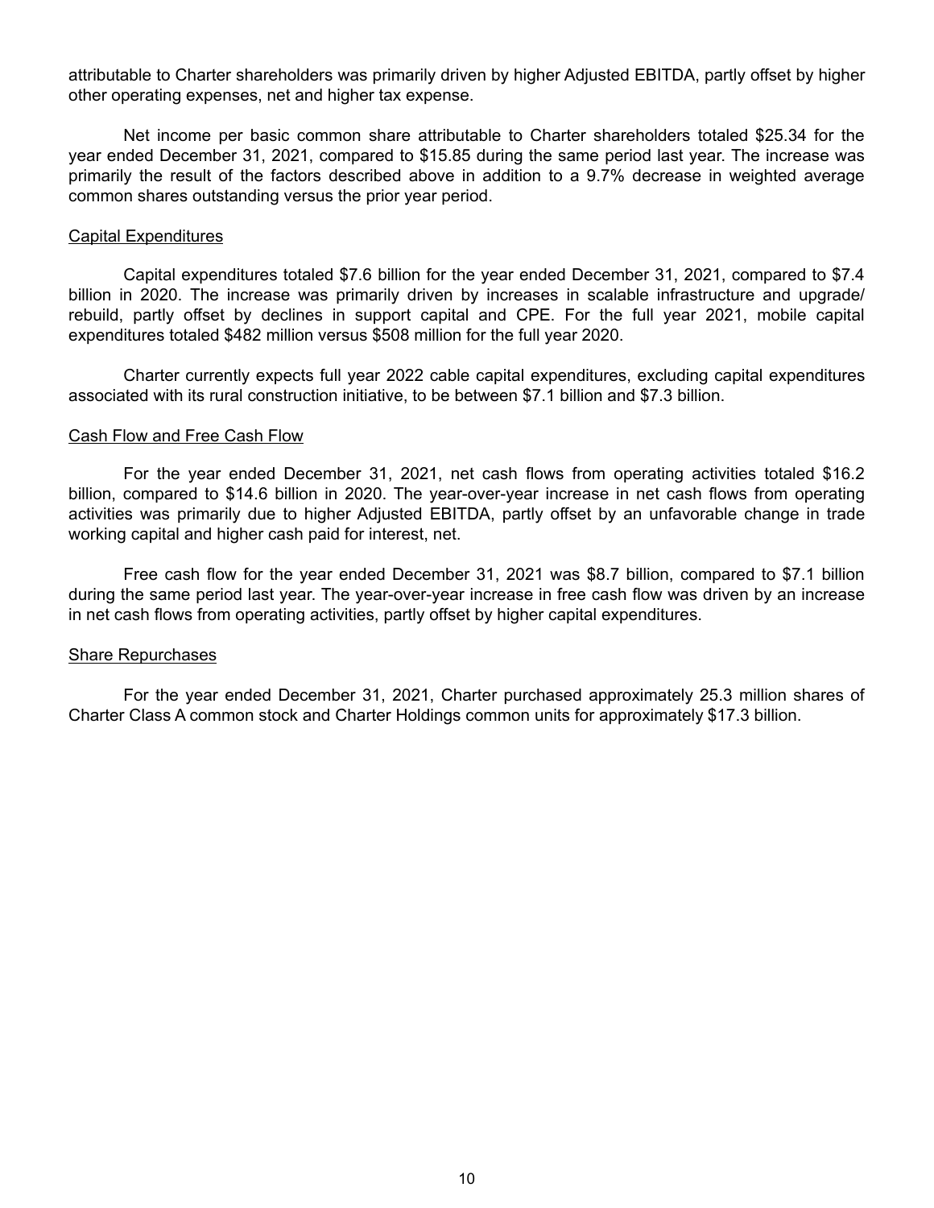attributable to Charter shareholders was primarily driven by higher Adjusted EBITDA, partly offset by higher other operating expenses, net and higher tax expense.

Net income per basic common share attributable to Charter shareholders totaled $25.34 for the year ended December 31, 2021, compared to $15.85 during the same period last year. The increase was primarily the result of the factors described above in addition to a 9.7% decrease in weighted average common shares outstanding versus the prior year period.

<u>Capital Expenditures</u>

Capital expenditures totaled $7.6 billion for the year ended December 31, 2021, compared to $7.4 billion in 2020. The increase was primarily driven by increases in scalable infrastructure and upgrade/rebuild, partly offset by declines in support capital and CPE. For the full year 2021, mobile capital expenditures totaled $482 million versus $508 million for the full year 2020.

Charter currently expects full year 2022 cable capital expenditures, excluding capital expenditures associated with its rural construction initiative, to be between $7.1 billion and $7.3 billion.

<u>Cash Flow and Free Cash Flow</u>

For the year ended December 31, 2021, net cash flows from operating activities totaled $16.2 billion, compared to $14.6 billion in 2020. The year-over-year increase in net cash flows from operating activities was primarily due to higher Adjusted EBITDA, partly offset by an unfavorable change in trade working capital and higher cash paid for interest, net.

Free cash flow for the year ended December 31, 2021 was $8.7 billion, compared to $7.1 billion during the same period last year. The year-over-year increase in free cash flow was driven by an increase in net cash flows from operating activities, partly offset by higher capital expenditures.

<u>Share Repurchases</u>

For the year ended December 31, 2021, Charter purchased approximately 25.3 million shares of Charter Class A common stock and Charter Holdings common units for approximately $17.3 billion.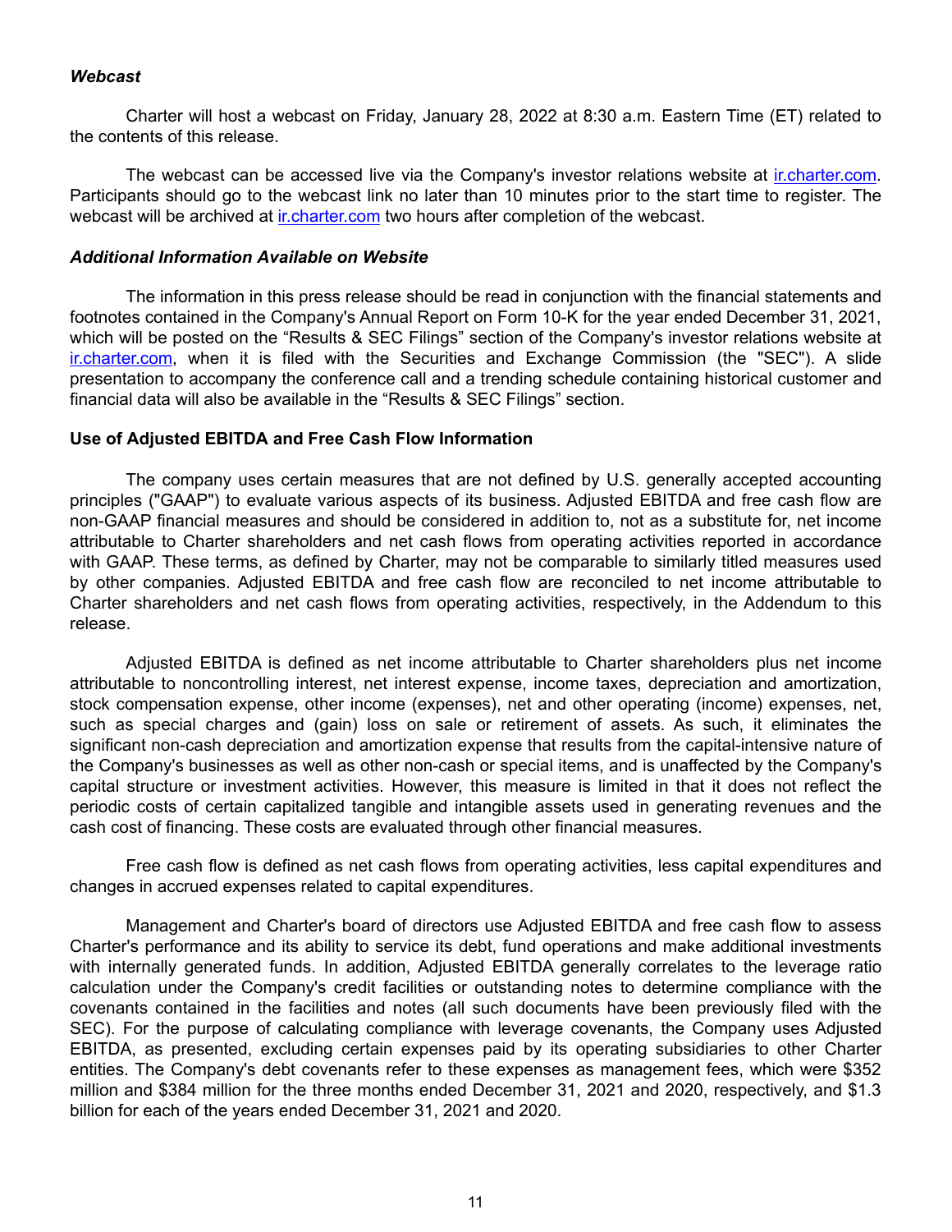***Webcast***

Charter will host a webcast on Friday, January 28, 2022 at 8:30 a.m. Eastern Time (ET) related to the contents of this release.

The webcast can be accessed live via the Company's investor relations website at ir.charter.com. Participants should go to the webcast link no later than 10 minutes prior to the start time to register. The webcast will be archived at ir.charter.com two hours after completion of the webcast.

***Additional Information Available on Website***

The information in this press release should be read in conjunction with the financial statements and footnotes contained in the Company's Annual Report on Form 10-K for the year ended December 31, 2021, which will be posted on the “Results & SEC Filings” section of the Company's investor relations website at ir.charter.com, when it is filed with the Securities and Exchange Commission (the "SEC"). A slide presentation to accompany the conference call and a trending schedule containing historical customer and financial data will also be available in the “Results & SEC Filings” section.

**Use of Adjusted EBITDA and Free Cash Flow Information**

The company uses certain measures that are not defined by U.S. generally accepted accounting principles ("GAAP") to evaluate various aspects of its business. Adjusted EBITDA and free cash flow are non-GAAP financial measures and should be considered in addition to, not as a substitute for, net income attributable to Charter shareholders and net cash flows from operating activities reported in accordance with GAAP. These terms, as defined by Charter, may not be comparable to similarly titled measures used by other companies. Adjusted EBITDA and free cash flow are reconciled to net income attributable to Charter shareholders and net cash flows from operating activities, respectively, in the Addendum to this release.

Adjusted EBITDA is defined as net income attributable to Charter shareholders plus net income attributable to noncontrolling interest, net interest expense, income taxes, depreciation and amortization, stock compensation expense, other income (expenses), net and other operating (income) expenses, net, such as special charges and (gain) loss on sale or retirement of assets. As such, it eliminates the significant non-cash depreciation and amortization expense that results from the capital-intensive nature of the Company's businesses as well as other non-cash or special items, and is unaffected by the Company's capital structure or investment activities. However, this measure is limited in that it does not reflect the periodic costs of certain capitalized tangible and intangible assets used in generating revenues and the cash cost of financing. These costs are evaluated through other financial measures.

Free cash flow is defined as net cash flows from operating activities, less capital expenditures and changes in accrued expenses related to capital expenditures.

Management and Charter's board of directors use Adjusted EBITDA and free cash flow to assess Charter's performance and its ability to service its debt, fund operations and make additional investments with internally generated funds. In addition, Adjusted EBITDA generally correlates to the leverage ratio calculation under the Company's credit facilities or outstanding notes to determine compliance with the covenants contained in the facilities and notes (all such documents have been previously filed with the SEC). For the purpose of calculating compliance with leverage covenants, the Company uses Adjusted EBITDA, as presented, excluding certain expenses paid by its operating subsidiaries to other Charter entities. The Company's debt covenants refer to these expenses as management fees, which were $352 million and $384 million for the three months ended December 31, 2021 and 2020, respectively, and $1.3 billion for each of the years ended December 31, 2021 and 2020.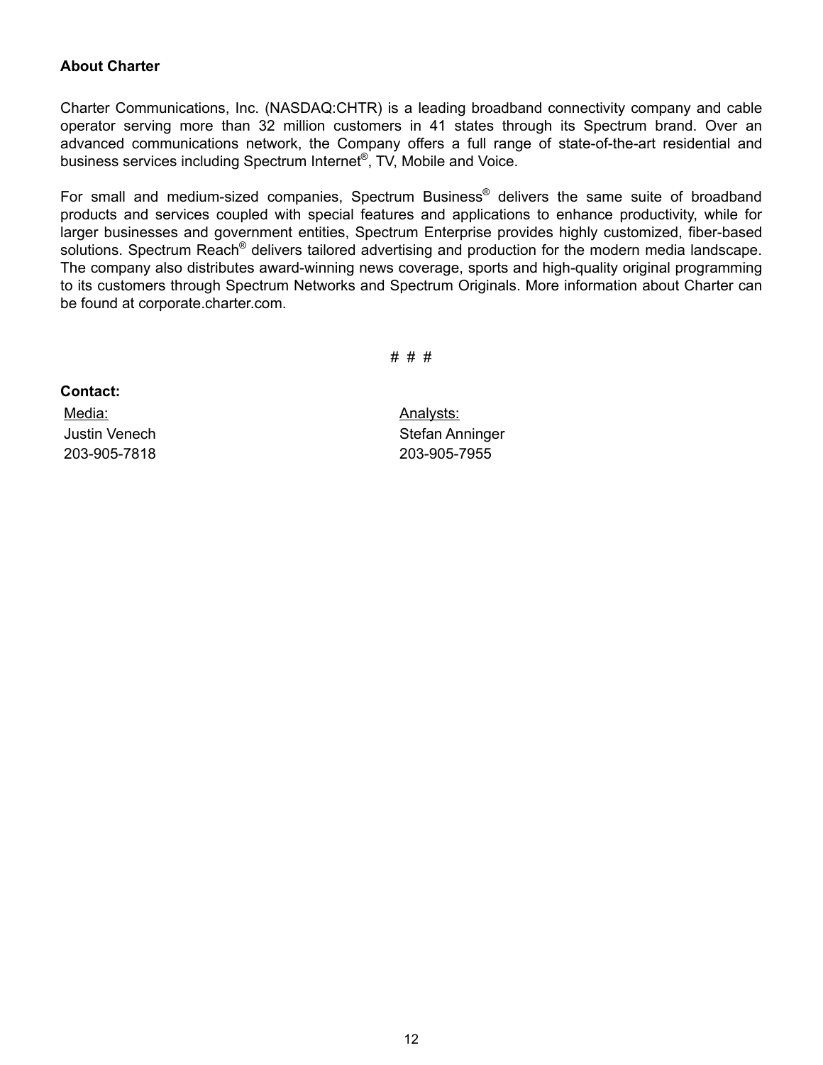**About Charter**

Charter Communications, Inc. (NASDAQ:CHTR) is a leading broadband connectivity company and cable operator serving more than 32 million customers in 41 states through its Spectrum brand. Over an advanced communications network, the Company offers a full range of state-of-the-art residential and business services including Spectrum Internet®, TV, Mobile and Voice.

For small and medium-sized companies, Spectrum Business® delivers the same suite of broadband products and services coupled with special features and applications to enhance productivity, while for larger businesses and government entities, Spectrum Enterprise provides highly customized, fiber-based solutions. Spectrum Reach® delivers tailored advertising and production for the modern media landscape. The company also distributes award-winning news coverage, sports and high-quality original programming to its customers through Spectrum Networks and Spectrum Originals. More information about Charter can be found at corporate.charter.com.

# # #

**Contact:**

| Media: | Analysts: |
|---|---|
| Justin Venech | Stefan Anninger |
| 203-905-7818 | 203-905-7955 |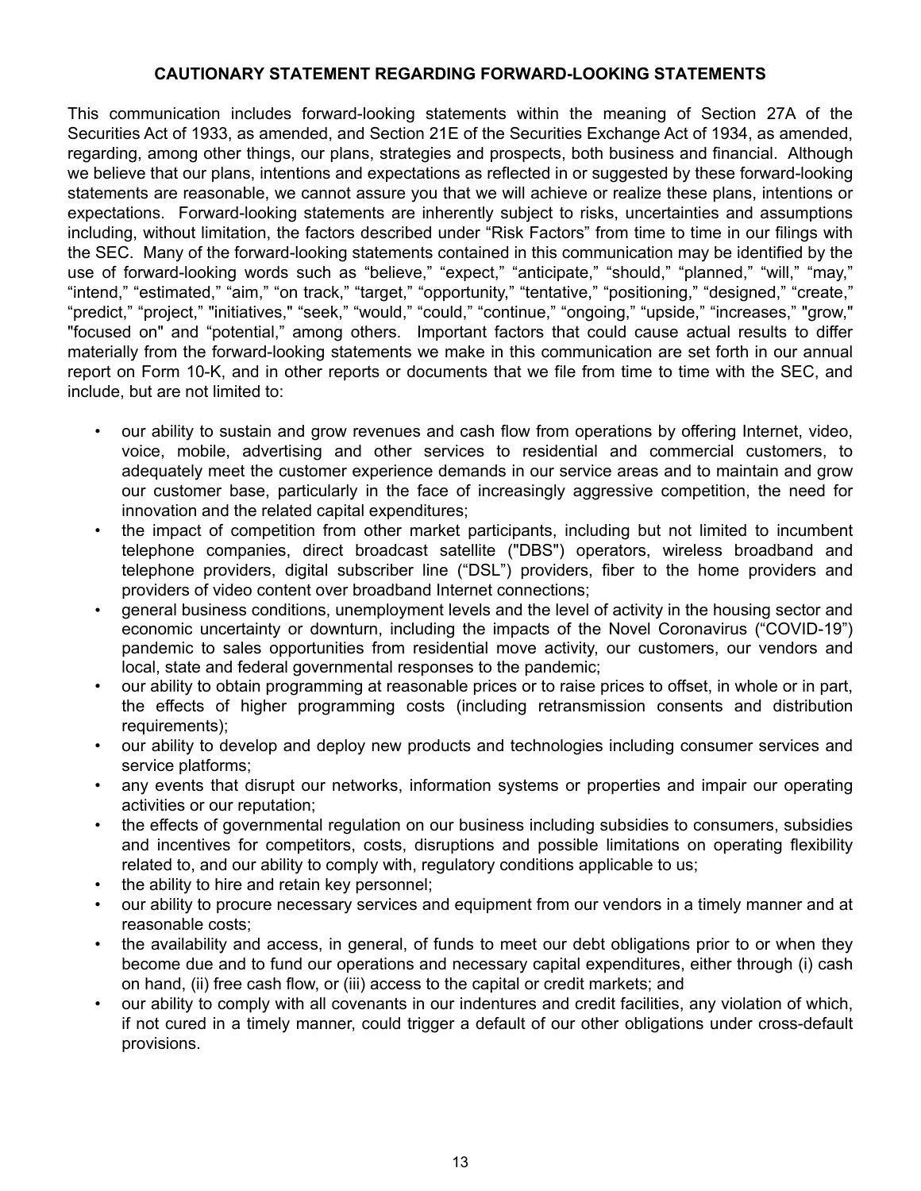## CAUTIONARY STATEMENT REGARDING FORWARD-LOOKING STATEMENTS

This communication includes forward-looking statements within the meaning of Section 27A of the Securities Act of 1933, as amended, and Section 21E of the Securities Exchange Act of 1934, as amended, regarding, among other things, our plans, strategies and prospects, both business and financial. Although we believe that our plans, intentions and expectations as reflected in or suggested by these forward-looking statements are reasonable, we cannot assure you that we will achieve or realize these plans, intentions or expectations. Forward-looking statements are inherently subject to risks, uncertainties and assumptions including, without limitation, the factors described under "Risk Factors" from time to time in our filings with the SEC. Many of the forward-looking statements contained in this communication may be identified by the use of forward-looking words such as "believe," "expect," "anticipate," "should," "planned," "will," "may," "intend," "estimated," "aim," "on track," "target," "opportunity," "tentative," "positioning," "designed," "create," "predict," "project," "initiatives," "seek," "would," "could," "continue," "ongoing," "upside," "increases," "grow," "focused on" and "potential," among others. Important factors that could cause actual results to differ materially from the forward-looking statements we make in this communication are set forth in our annual report on Form 10-K, and in other reports or documents that we file from time to time with the SEC, and include, but are not limited to:

- our ability to sustain and grow revenues and cash flow from operations by offering Internet, video, voice, mobile, advertising and other services to residential and commercial customers, to adequately meet the customer experience demands in our service areas and to maintain and grow our customer base, particularly in the face of increasingly aggressive competition, the need for innovation and the related capital expenditures;
- the impact of competition from other market participants, including but not limited to incumbent telephone companies, direct broadcast satellite ("DBS") operators, wireless broadband and telephone providers, digital subscriber line ("DSL") providers, fiber to the home providers and providers of video content over broadband Internet connections;
- general business conditions, unemployment levels and the level of activity in the housing sector and economic uncertainty or downturn, including the impacts of the Novel Coronavirus ("COVID-19") pandemic to sales opportunities from residential move activity, our customers, our vendors and local, state and federal governmental responses to the pandemic;
- our ability to obtain programming at reasonable prices or to raise prices to offset, in whole or in part, the effects of higher programming costs (including retransmission consents and distribution requirements);
- our ability to develop and deploy new products and technologies including consumer services and service platforms;
- any events that disrupt our networks, information systems or properties and impair our operating activities or our reputation;
- the effects of governmental regulation on our business including subsidies to consumers, subsidies and incentives for competitors, costs, disruptions and possible limitations on operating flexibility related to, and our ability to comply with, regulatory conditions applicable to us;
- the ability to hire and retain key personnel;
- our ability to procure necessary services and equipment from our vendors in a timely manner and at reasonable costs;
- the availability and access, in general, of funds to meet our debt obligations prior to or when they become due and to fund our operations and necessary capital expenditures, either through (i) cash on hand, (ii) free cash flow, or (iii) access to the capital or credit markets; and
- our ability to comply with all covenants in our indentures and credit facilities, any violation of which, if not cured in a timely manner, could trigger a default of our other obligations under cross-default provisions.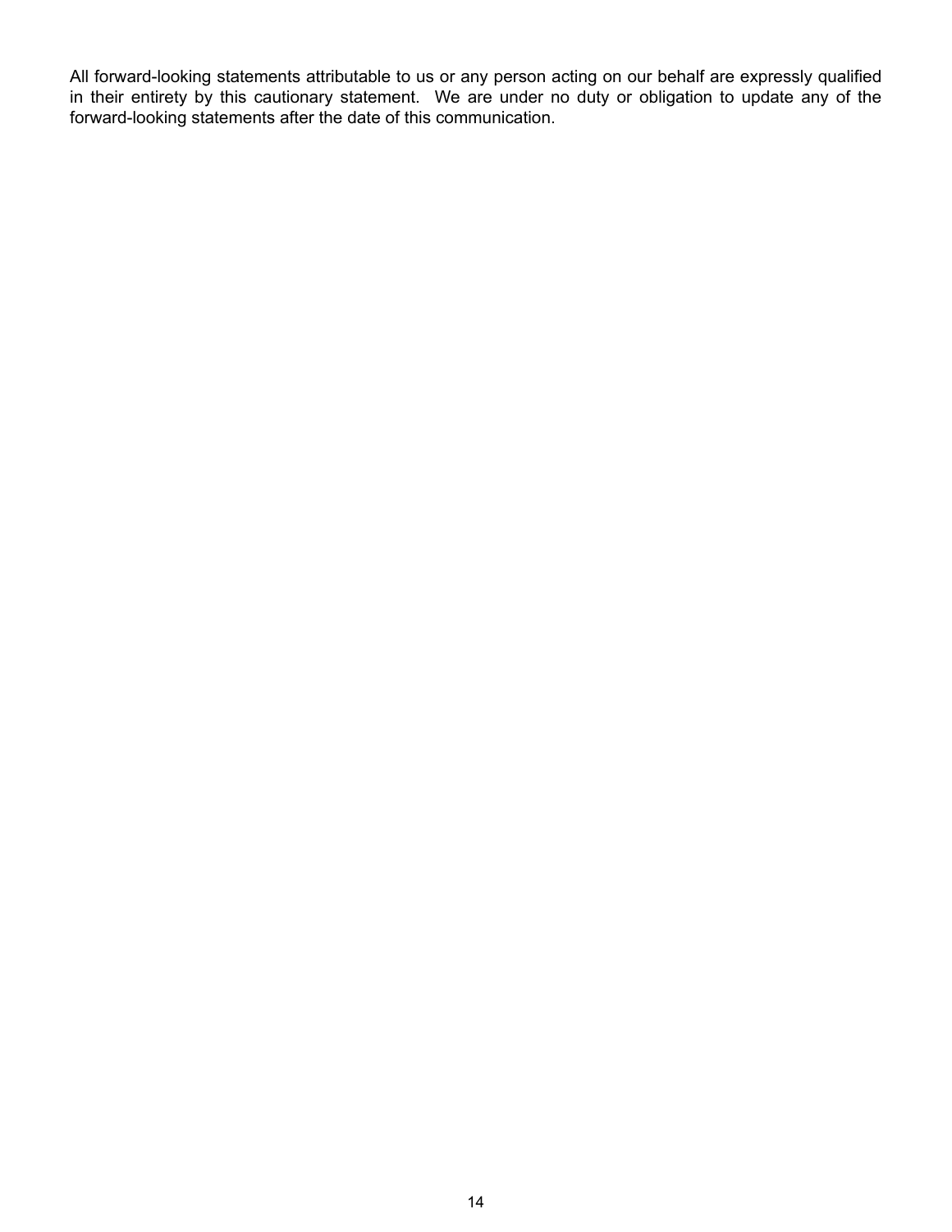All forward-looking statements attributable to us or any person acting on our behalf are expressly qualified in their entirety by this cautionary statement. We are under no duty or obligation to update any of the forward-looking statements after the date of this communication.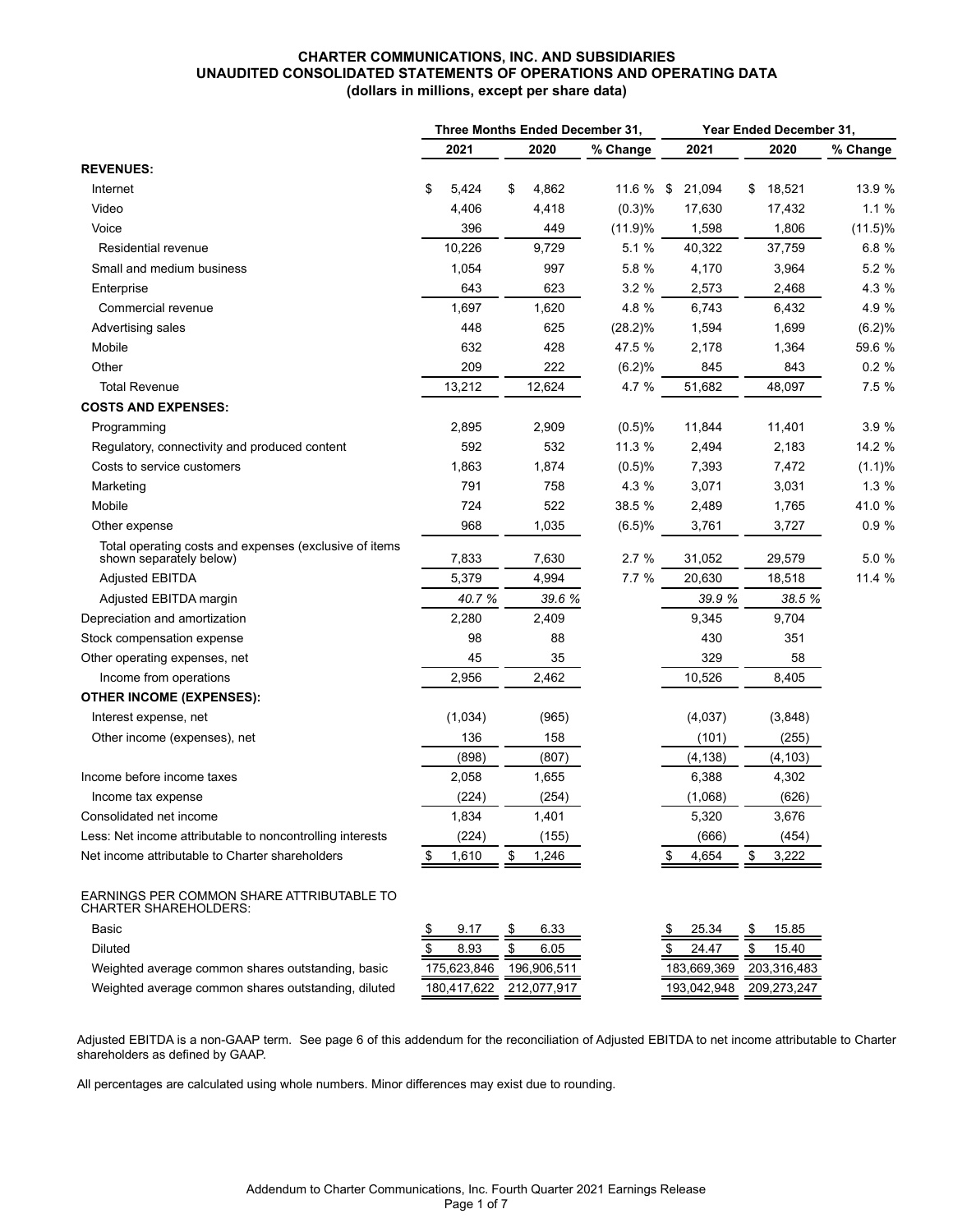**CHARTER COMMUNICATIONS, INC. AND SUBSIDIARIES**
**UNAUDITED CONSOLIDATED STATEMENTS OF OPERATIONS AND OPERATING DATA**
**(dollars in millions, except per share data)**

| | Three Months Ended December 31, | | | Year Ended December 31, | | |
|---|---|---|---|---|---|---|
| | 2021 | 2020 | % Change | 2021 | 2020 | % Change |
| **REVENUES:** | | | | | | |
| Internet | $ 5,424 | $ 4,862 | 11.6 % | $ 21,094 | $ 18,521 | 13.9 % |
| Video | 4,406 | 4,418 | (0.3)% | 17,630 | 17,432 | 1.1 % |
| Voice | 396 | 449 | (11.9)% | 1,598 | 1,806 | (11.5)% |
| Residential revenue | 10,226 | 9,729 | 5.1 % | 40,322 | 37,759 | 6.8 % |
| Small and medium business | 1,054 | 997 | 5.8 % | 4,170 | 3,964 | 5.2 % |
| Enterprise | 643 | 623 | 3.2 % | 2,573 | 2,468 | 4.3 % |
| Commercial revenue | 1,697 | 1,620 | 4.8 % | 6,743 | 6,432 | 4.9 % |
| Advertising sales | 448 | 625 | (28.2)% | 1,594 | 1,699 | (6.2)% |
| Mobile | 632 | 428 | 47.5 % | 2,178 | 1,364 | 59.6 % |
| Other | 209 | 222 | (6.2)% | 845 | 843 | 0.2 % |
| Total Revenue | 13,212 | 12,624 | 4.7 % | 51,682 | 48,097 | 7.5 % |
| **COSTS AND EXPENSES:** | | | | | | |
| Programming | 2,895 | 2,909 | (0.5)% | 11,844 | 11,401 | 3.9 % |
| Regulatory, connectivity and produced content | 592 | 532 | 11.3 % | 2,494 | 2,183 | 14.2 % |
| Costs to service customers | 1,863 | 1,874 | (0.5)% | 7,393 | 7,472 | (1.1)% |
| Marketing | 791 | 758 | 4.3 % | 3,071 | 3,031 | 1.3 % |
| Mobile | 724 | 522 | 38.5 % | 2,489 | 1,765 | 41.0 % |
| Other expense | 968 | 1,035 | (6.5)% | 3,761 | 3,727 | 0.9 % |
| Total operating costs and expenses (exclusive of items shown separately below) | 7,833 | 7,630 | 2.7 % | 31,052 | 29,579 | 5.0 % |
| Adjusted EBITDA | 5,379 | 4,994 | 7.7 % | 20,630 | 18,518 | 11.4 % |
| Adjusted EBITDA margin | *40.7 %* | *39.6 %* | | *39.9 %* | *38.5 %* | |
| Depreciation and amortization | 2,280 | 2,409 | | 9,345 | 9,704 | |
| Stock compensation expense | 98 | 88 | | 430 | 351 | |
| Other operating expenses, net | 45 | 35 | | 329 | 58 | |
| Income from operations | 2,956 | 2,462 | | 10,526 | 8,405 | |
| **OTHER INCOME (EXPENSES):** | | | | | | |
| Interest expense, net | (1,034) | (965) | | (4,037) | (3,848) | |
| Other income (expenses), net | 136 | 158 | | (101) | (255) | |
| | (898) | (807) | | (4,138) | (4,103) | |
| Income before income taxes | 2,058 | 1,655 | | 6,388 | 4,302 | |
| Income tax expense | (224) | (254) | | (1,068) | (626) | |
| Consolidated net income | 1,834 | 1,401 | | 5,320 | 3,676 | |
| Less: Net income attributable to noncontrolling interests | (224) | (155) | | (666) | (454) | |
| Net income attributable to Charter shareholders | $ 1,610 | $ 1,246 | | $ 4,654 | $ 3,222 | |
| EARNINGS PER COMMON SHARE ATTRIBUTABLE TO CHARTER SHAREHOLDERS: | | | | | | |
| Basic | $ 9.17 | $ 6.33 | | $ 25.34 | $ 15.85 | |
| Diluted | $ 8.93 | $ 6.05 | | $ 24.47 | $ 15.40 | |
| Weighted average common shares outstanding, basic | 175,623,846 | 196,906,511 | | 183,669,369 | 203,316,483 | |
| Weighted average common shares outstanding, diluted | 180,417,622 | 212,077,917 | | 193,042,948 | 209,273,247 | |

Adjusted EBITDA is a non-GAAP term. See page 6 of this addendum for the reconciliation of Adjusted EBITDA to net income attributable to Charter shareholders as defined by GAAP.

All percentages are calculated using whole numbers. Minor differences may exist due to rounding.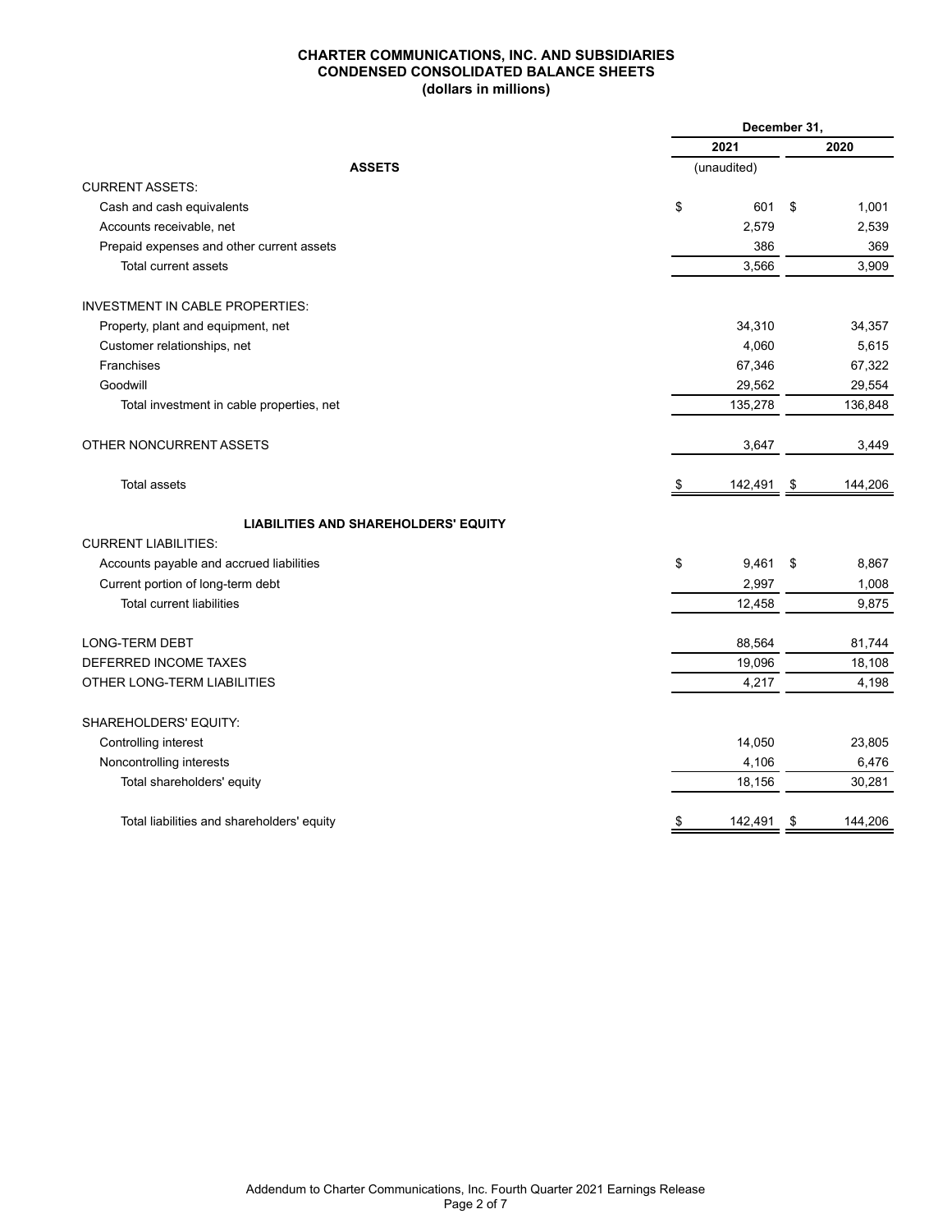# CHARTER COMMUNICATIONS, INC. AND SUBSIDIARIES
## CONDENSED CONSOLIDATED BALANCE SHEETS
### (dollars in millions)

| | December 31, 2021 | December 31, 2020 |
|---|---|---|
| **ASSETS** | (unaudited) | |
| CURRENT ASSETS: | | |
| Cash and cash equivalents | $ 601 | $ 1,001 |
| Accounts receivable, net | 2,579 | 2,539 |
| Prepaid expenses and other current assets | 386 | 369 |
| Total current assets | 3,566 | 3,909 |
| | | |
| INVESTMENT IN CABLE PROPERTIES: | | |
| Property, plant and equipment, net | 34,310 | 34,357 |
| Customer relationships, net | 4,060 | 5,615 |
| Franchises | 67,346 | 67,322 |
| Goodwill | 29,562 | 29,554 |
| Total investment in cable properties, net | 135,278 | 136,848 |
| | | |
| OTHER NONCURRENT ASSETS | 3,647 | 3,449 |
| | | |
| Total assets | $ 142,491 | $ 144,206 |
| | | |
| **LIABILITIES AND SHAREHOLDERS' EQUITY** | | |
| CURRENT LIABILITIES: | | |
| Accounts payable and accrued liabilities | $ 9,461 | $ 8,867 |
| Current portion of long-term debt | 2,997 | 1,008 |
| Total current liabilities | 12,458 | 9,875 |
| | | |
| LONG-TERM DEBT | 88,564 | 81,744 |
| DEFERRED INCOME TAXES | 19,096 | 18,108 |
| OTHER LONG-TERM LIABILITIES | 4,217 | 4,198 |
| | | |
| SHAREHOLDERS' EQUITY: | | |
| Controlling interest | 14,050 | 23,805 |
| Noncontrolling interests | 4,106 | 6,476 |
| Total shareholders' equity | 18,156 | 30,281 |
| | | |
| Total liabilities and shareholders' equity | $ 142,491 | $ 144,206 |

Addendum to Charter Communications, Inc. Fourth Quarter 2021 Earnings Release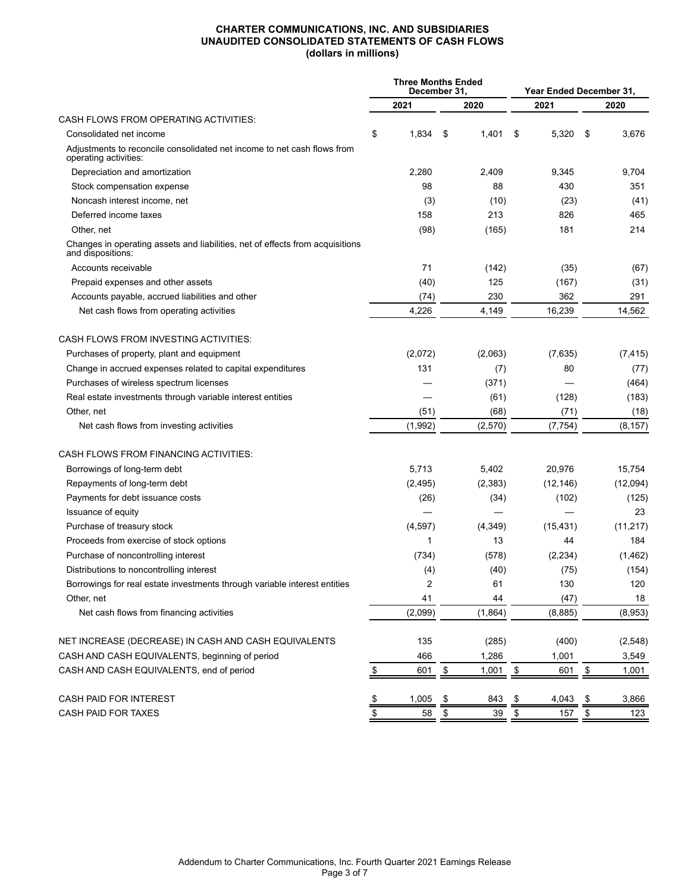# CHARTER COMMUNICATIONS, INC. AND SUBSIDIARIES
## UNAUDITED CONSOLIDATED STATEMENTS OF CASH FLOWS
### (dollars in millions)

| | Three Months Ended December 31, | | Year Ended December 31, | |
|---|---|---|---|---|
| | 2021 | 2020 | 2021 | 2020 |
| CASH FLOWS FROM OPERATING ACTIVITIES: | | | | |
| Consolidated net income | $ 1,834 | $ 1,401 | $ 5,320 | $ 3,676 |
| Adjustments to reconcile consolidated net income to net cash flows from operating activities: | | | | |
| Depreciation and amortization | 2,280 | 2,409 | 9,345 | 9,704 |
| Stock compensation expense | 98 | 88 | 430 | 351 |
| Noncash interest income, net | (3) | (10) | (23) | (41) |
| Deferred income taxes | 158 | 213 | 826 | 465 |
| Other, net | (98) | (165) | 181 | 214 |
| Changes in operating assets and liabilities, net of effects from acquisitions and dispositions: | | | | |
| Accounts receivable | 71 | (142) | (35) | (67) |
| Prepaid expenses and other assets | (40) | 125 | (167) | (31) |
| Accounts payable, accrued liabilities and other | (74) | 230 | 362 | 291 |
| Net cash flows from operating activities | 4,226 | 4,149 | 16,239 | 14,562 |
| | | | | |
| CASH FLOWS FROM INVESTING ACTIVITIES: | | | | |
| Purchases of property, plant and equipment | (2,072) | (2,063) | (7,635) | (7,415) |
| Change in accrued expenses related to capital expenditures | 131 | (7) | 80 | (77) |
| Purchases of wireless spectrum licenses | — | (371) | — | (464) |
| Real estate investments through variable interest entities | — | (61) | (128) | (183) |
| Other, net | (51) | (68) | (71) | (18) |
| Net cash flows from investing activities | (1,992) | (2,570) | (7,754) | (8,157) |
| | | | | |
| CASH FLOWS FROM FINANCING ACTIVITIES: | | | | |
| Borrowings of long-term debt | 5,713 | 5,402 | 20,976 | 15,754 |
| Repayments of long-term debt | (2,495) | (2,383) | (12,146) | (12,094) |
| Payments for debt issuance costs | (26) | (34) | (102) | (125) |
| Issuance of equity | — | — | — | 23 |
| Purchase of treasury stock | (4,597) | (4,349) | (15,431) | (11,217) |
| Proceeds from exercise of stock options | 1 | 13 | 44 | 184 |
| Purchase of noncontrolling interest | (734) | (578) | (2,234) | (1,462) |
| Distributions to noncontrolling interest | (4) | (40) | (75) | (154) |
| Borrowings for real estate investments through variable interest entities | 2 | 61 | 130 | 120 |
| Other, net | 41 | 44 | (47) | 18 |
| Net cash flows from financing activities | (2,099) | (1,864) | (8,885) | (8,953) |
| | | | | |
| NET INCREASE (DECREASE) IN CASH AND CASH EQUIVALENTS | 135 | (285) | (400) | (2,548) |
| CASH AND CASH EQUIVALENTS, beginning of period | 466 | 1,286 | 1,001 | 3,549 |
| CASH AND CASH EQUIVALENTS, end of period | $ 601 | $ 1,001 | $ 601 | $ 1,001 |
| | | | | |
| CASH PAID FOR INTEREST | $ 1,005 | $ 843 | $ 4,043 | $ 3,866 |
| CASH PAID FOR TAXES | $ 58 | $ 39 | $ 157 | $ 123 |

Addendum to Charter Communications, Inc. Fourth Quarter 2021 Earnings Release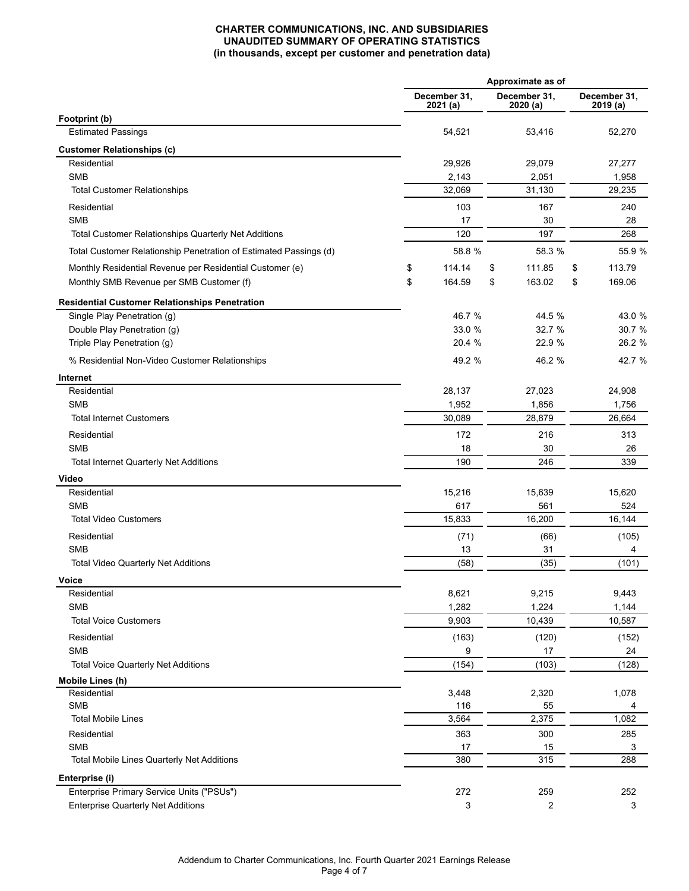**CHARTER COMMUNICATIONS, INC. AND SUBSIDIARIES**
**UNAUDITED SUMMARY OF OPERATING STATISTICS**
**(in thousands, except per customer and penetration data)**

| | Approximate as of | | |
|---|---|---|---|
| | December 31, 2021 (a) | December 31, 2020 (a) | December 31, 2019 (a) |
| **Footprint (b)** | | | |
| Estimated Passings | 54,521 | 53,416 | 52,270 |
| **Customer Relationships (c)** | | | |
| Residential | 29,926 | 29,079 | 27,277 |
| SMB | 2,143 | 2,051 | 1,958 |
| Total Customer Relationships | 32,069 | 31,130 | 29,235 |
| Residential | 103 | 167 | 240 |
| SMB | 17 | 30 | 28 |
| Total Customer Relationships Quarterly Net Additions | 120 | 197 | 268 |
| Total Customer Relationship Penetration of Estimated Passings (d) | 58.8 % | 58.3 % | 55.9 % |
| Monthly Residential Revenue per Residential Customer (e) | $ 114.14 | $ 111.85 | $ 113.79 |
| Monthly SMB Revenue per SMB Customer (f) | $ 164.59 | $ 163.02 | $ 169.06 |
| **Residential Customer Relationships Penetration** | | | |
| Single Play Penetration (g) | 46.7 % | 44.5 % | 43.0 % |
| Double Play Penetration (g) | 33.0 % | 32.7 % | 30.7 % |
| Triple Play Penetration (g) | 20.4 % | 22.9 % | 26.2 % |
| % Residential Non-Video Customer Relationships | 49.2 % | 46.2 % | 42.7 % |
| **Internet** | | | |
| Residential | 28,137 | 27,023 | 24,908 |
| SMB | 1,952 | 1,856 | 1,756 |
| Total Internet Customers | 30,089 | 28,879 | 26,664 |
| Residential | 172 | 216 | 313 |
| SMB | 18 | 30 | 26 |
| Total Internet Quarterly Net Additions | 190 | 246 | 339 |
| **Video** | | | |
| Residential | 15,216 | 15,639 | 15,620 |
| SMB | 617 | 561 | 524 |
| Total Video Customers | 15,833 | 16,200 | 16,144 |
| Residential | (71) | (66) | (105) |
| SMB | 13 | 31 | 4 |
| Total Video Quarterly Net Additions | (58) | (35) | (101) |
| **Voice** | | | |
| Residential | 8,621 | 9,215 | 9,443 |
| SMB | 1,282 | 1,224 | 1,144 |
| Total Voice Customers | 9,903 | 10,439 | 10,587 |
| Residential | (163) | (120) | (152) |
| SMB | 9 | 17 | 24 |
| Total Voice Quarterly Net Additions | (154) | (103) | (128) |
| **Mobile Lines (h)** | | | |
| Residential | 3,448 | 2,320 | 1,078 |
| SMB | 116 | 55 | 4 |
| Total Mobile Lines | 3,564 | 2,375 | 1,082 |
| Residential | 363 | 300 | 285 |
| SMB | 17 | 15 | 3 |
| Total Mobile Lines Quarterly Net Additions | 380 | 315 | 288 |
| **Enterprise (i)** | | | |
| Enterprise Primary Service Units ("PSUs") | 272 | 259 | 252 |
| Enterprise Quarterly Net Additions | 3 | 2 | 3 |

Addendum to Charter Communications, Inc. Fourth Quarter 2021 Earnings Release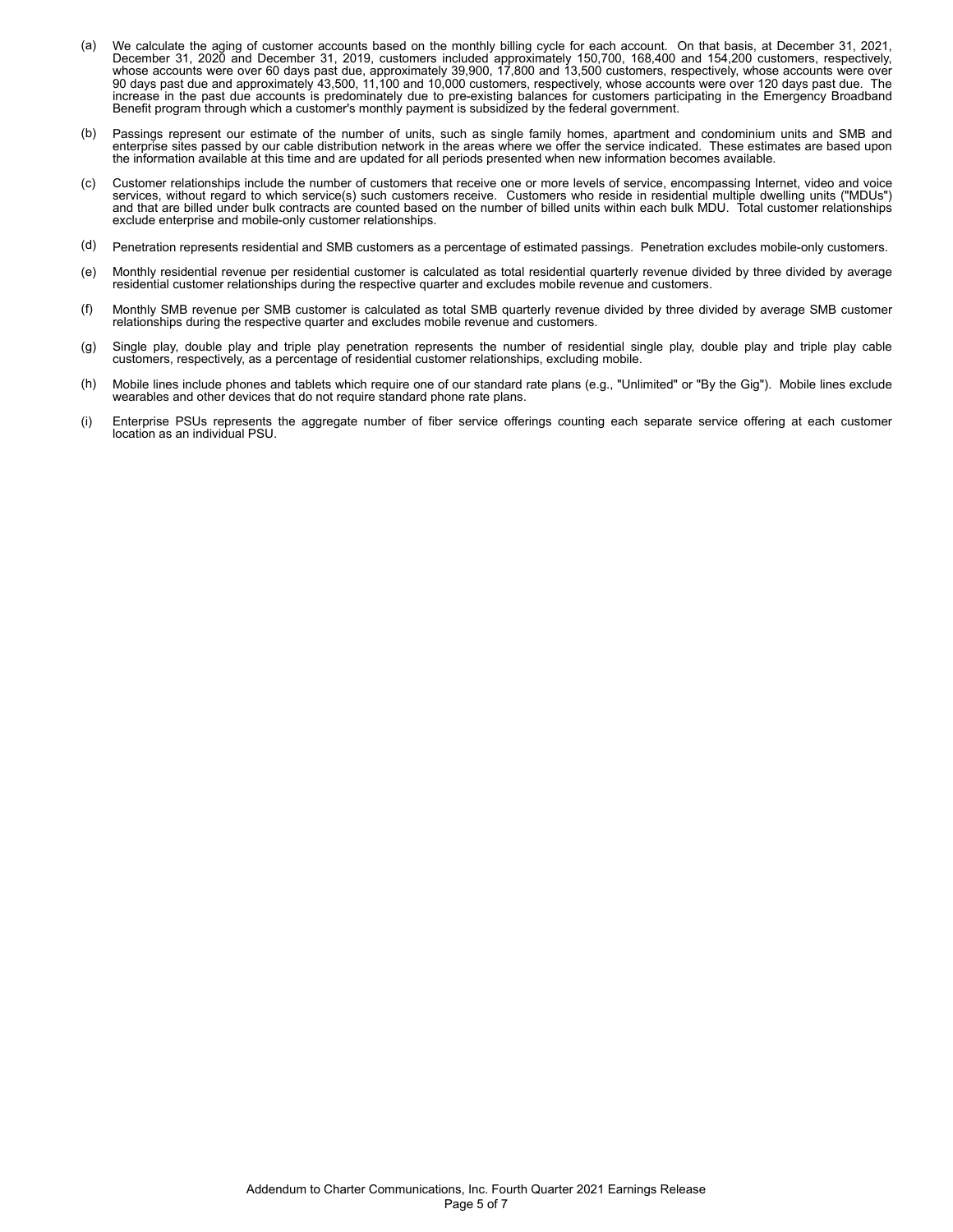(a) We calculate the aging of customer accounts based on the monthly billing cycle for each account. On that basis, at December 31, 2021, December 31, 2020 and December 31, 2019, customers included approximately 150,700, 168,400 and 154,200 customers, respectively, whose accounts were over 60 days past due, approximately 39,900, 17,800 and 13,500 customers, respectively, whose accounts were over 90 days past due and approximately 43,500, 11,100 and 10,000 customers, respectively, whose accounts were over 120 days past due. The increase in the past due accounts is predominately due to pre-existing balances for customers participating in the Emergency Broadband Benefit program through which a customer's monthly payment is subsidized by the federal government.

(b) Passings represent our estimate of the number of units, such as single family homes, apartment and condominium units and SMB and enterprise sites passed by our cable distribution network in the areas where we offer the service indicated. These estimates are based upon the information available at this time and are updated for all periods presented when new information becomes available.

(c) Customer relationships include the number of customers that receive one or more levels of service, encompassing Internet, video and voice services, without regard to which service(s) such customers receive. Customers who reside in residential multiple dwelling units ("MDUs") and that are billed under bulk contracts are counted based on the number of billed units within each bulk MDU. Total customer relationships exclude enterprise and mobile-only customer relationships.

(d) Penetration represents residential and SMB customers as a percentage of estimated passings. Penetration excludes mobile-only customers.

(e) Monthly residential revenue per residential customer is calculated as total residential quarterly revenue divided by three divided by average residential customer relationships during the respective quarter and excludes mobile revenue and customers.

(f) Monthly SMB revenue per SMB customer is calculated as total SMB quarterly revenue divided by three divided by average SMB customer relationships during the respective quarter and excludes mobile revenue and customers.

(g) Single play, double play and triple play penetration represents the number of residential single play, double play and triple play cable customers, respectively, as a percentage of residential customer relationships, excluding mobile.

(h) Mobile lines include phones and tablets which require one of our standard rate plans (e.g., "Unlimited" or "By the Gig"). Mobile lines exclude wearables and other devices that do not require standard phone rate plans.

(i) Enterprise PSUs represents the aggregate number of fiber service offerings counting each separate service offering at each customer location as an individual PSU.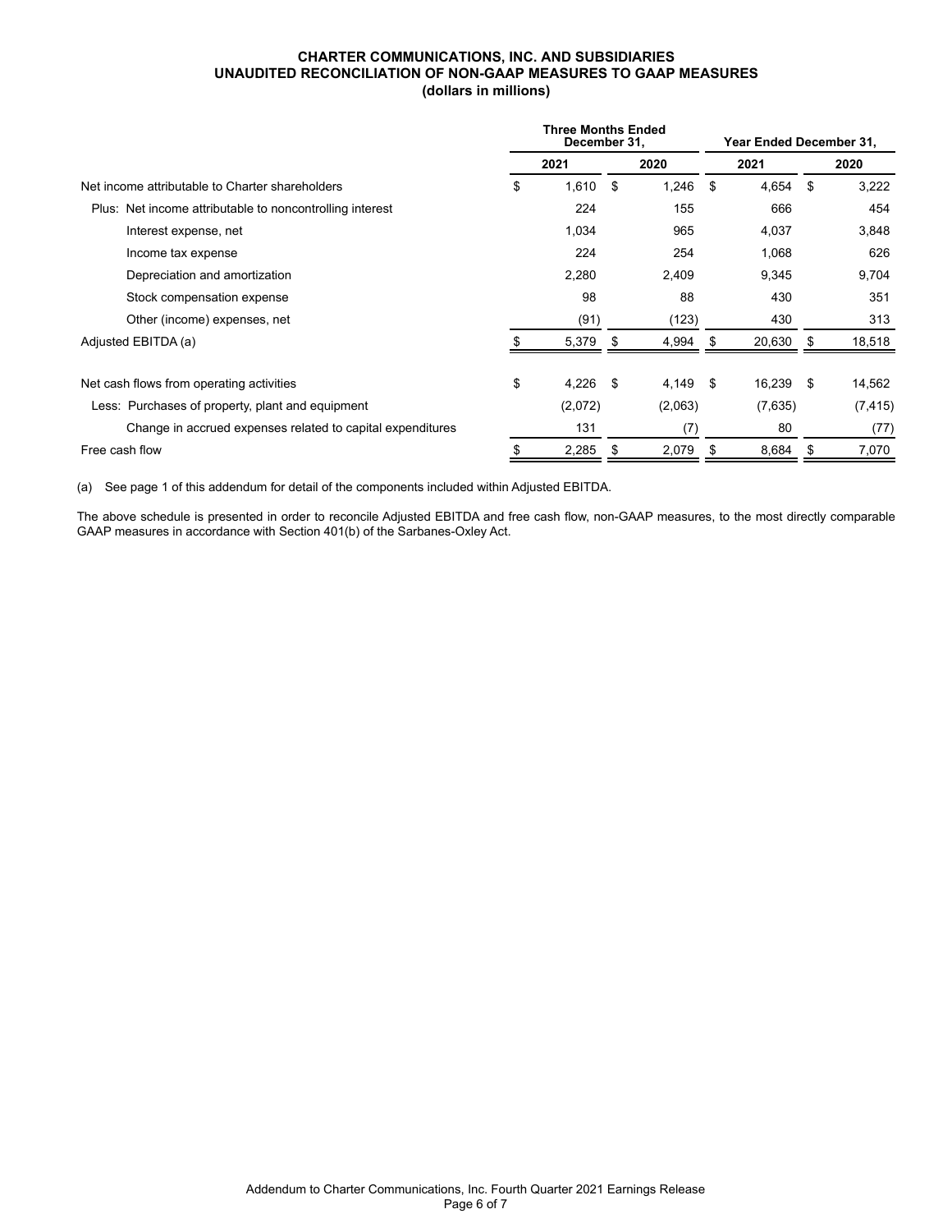**CHARTER COMMUNICATIONS, INC. AND SUBSIDIARIES**
**UNAUDITED RECONCILIATION OF NON-GAAP MEASURES TO GAAP MEASURES**
**(dollars in millions)**

| | Three Months Ended December 31, | | Year Ended December 31, | |
|---|---|---|---|---|
| | 2021 | 2020 | 2021 | 2020 |
| Net income attributable to Charter shareholders | $ 1,610 | $ 1,246 | $ 4,654 | $ 3,222 |
| Plus: Net income attributable to noncontrolling interest | 224 | 155 | 666 | 454 |
| Interest expense, net | 1,034 | 965 | 4,037 | 3,848 |
| Income tax expense | 224 | 254 | 1,068 | 626 |
| Depreciation and amortization | 2,280 | 2,409 | 9,345 | 9,704 |
| Stock compensation expense | 98 | 88 | 430 | 351 |
| Other (income) expenses, net | (91) | (123) | 430 | 313 |
| Adjusted EBITDA (a) | $ 5,379 | $ 4,994 | $ 20,630 | $ 18,518 |
| | | | | |
| Net cash flows from operating activities | $ 4,226 | $ 4,149 | $ 16,239 | $ 14,562 |
| Less: Purchases of property, plant and equipment | (2,072) | (2,063) | (7,635) | (7,415) |
| Change in accrued expenses related to capital expenditures | 131 | (7) | 80 | (77) |
| Free cash flow | $ 2,285 | $ 2,079 | $ 8,684 | $ 7,070 |

(a) See page 1 of this addendum for detail of the components included within Adjusted EBITDA.

The above schedule is presented in order to reconcile Adjusted EBITDA and free cash flow, non-GAAP measures, to the most directly comparable GAAP measures in accordance with Section 401(b) of the Sarbanes-Oxley Act.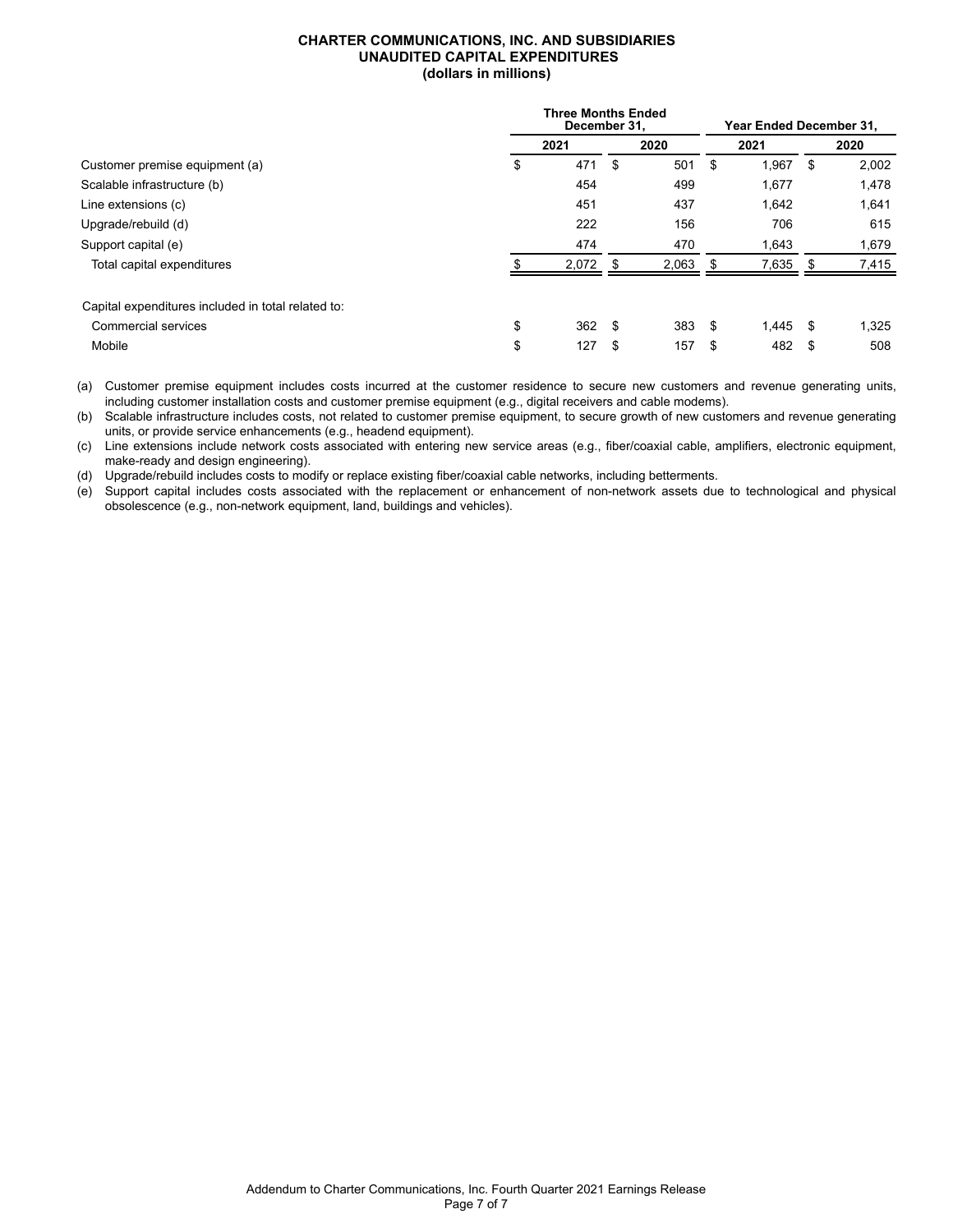**CHARTER COMMUNICATIONS, INC. AND SUBSIDIARIES**
**UNAUDITED CAPITAL EXPENDITURES**
**(dollars in millions)**

| | Three Months Ended December 31, | | Year Ended December 31, | |
|---|---|---|---|---|
| | 2021 | 2020 | 2021 | 2020 |
| Customer premise equipment (a) | $ 471 | $ 501 | $ 1,967 | $ 2,002 |
| Scalable infrastructure (b) | 454 | 499 | 1,677 | 1,478 |
| Line extensions (c) | 451 | 437 | 1,642 | 1,641 |
| Upgrade/rebuild (d) | 222 | 156 | 706 | 615 |
| Support capital (e) | 474 | 470 | 1,643 | 1,679 |
| Total capital expenditures | $ 2,072 | $ 2,063 | $ 7,635 | $ 7,415 |
| | | | | |
| Capital expenditures included in total related to: | | | | |
| Commercial services | $ 362 | $ 383 | $ 1,445 | $ 1,325 |
| Mobile | $ 127 | $ 157 | $ 482 | $ 508 |

(a) Customer premise equipment includes costs incurred at the customer residence to secure new customers and revenue generating units, including customer installation costs and customer premise equipment (e.g., digital receivers and cable modems).

(b) Scalable infrastructure includes costs, not related to customer premise equipment, to secure growth of new customers and revenue generating units, or provide service enhancements (e.g., headend equipment).

(c) Line extensions include network costs associated with entering new service areas (e.g., fiber/coaxial cable, amplifiers, electronic equipment, make-ready and design engineering).

(d) Upgrade/rebuild includes costs to modify or replace existing fiber/coaxial cable networks, including betterments.

(e) Support capital includes costs associated with the replacement or enhancement of non-network assets due to technological and physical obsolescence (e.g., non-network equipment, land, buildings and vehicles).